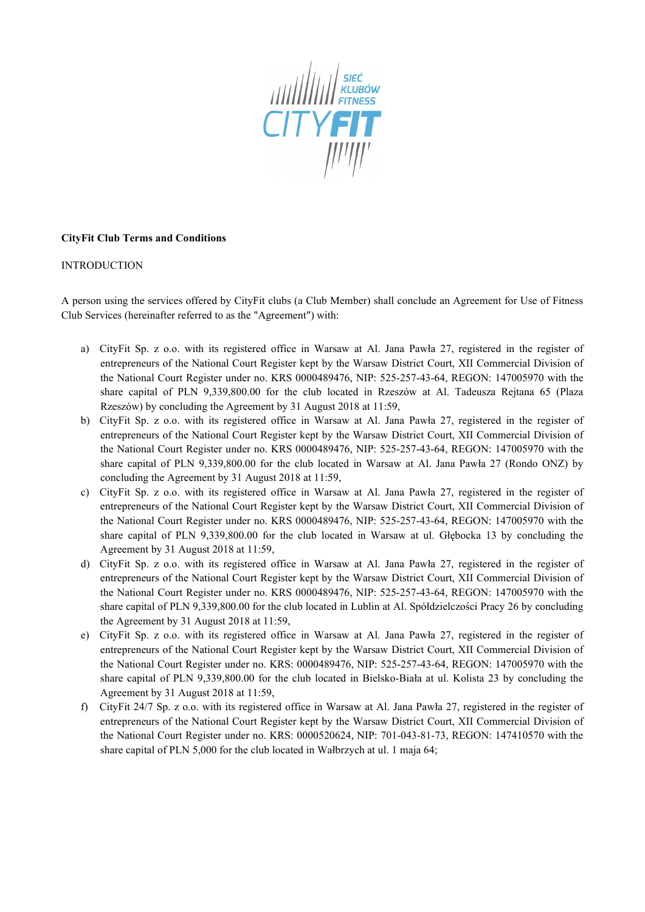**CityFit Club Terms and Conditions**

INTRODUCTION

A person using the services offered by CityFit clubs (a Club Member) shall conclude an Agreement for Use of Fitness Club Services (hereinafter referred to as the "Agreement") with:

a) CityFit Sp. z o.o. with its registered office in Warsaw at Al. Jana Pawła 27, registered in the register of entrepreneurs of the National Court Register kept by the Warsaw District Court, XII Commercial Division of the National Court Register under no. KRS 0000489476, NIP: 525-257-43-64, REGON: 147005970 with the share capital of PLN 9,339,800.00 for the club located in Rzeszów at Al. Tadeusza Rejtana 65 (Plaza Rzeszów) by concluding the Agreement by 31 August 2018 at 11:59,

b) CityFit Sp. z o.o. with its registered office in Warsaw at Al. Jana Pawła 27, registered in the register of entrepreneurs of the National Court Register kept by the Warsaw District Court, XII Commercial Division of the National Court Register under no. KRS 0000489476, NIP: 525-257-43-64, REGON: 147005970 with the share capital of PLN 9,339,800.00 for the club located in Warsaw at Al. Jana Pawła 27 (Rondo ONZ) by concluding the Agreement by 31 August 2018 at 11:59,

c) CityFit Sp. z o.o. with its registered office in Warsaw at Al. Jana Pawła 27, registered in the register of entrepreneurs of the National Court Register kept by the Warsaw District Court, XII Commercial Division of the National Court Register under no. KRS 0000489476, NIP: 525-257-43-64, REGON: 147005970 with the share capital of PLN 9,339,800.00 for the club located in Warsaw at ul. Głębocka 13 by concluding the Agreement by 31 August 2018 at 11:59,

d) CityFit Sp. z o.o. with its registered office in Warsaw at Al. Jana Pawła 27, registered in the register of entrepreneurs of the National Court Register kept by the Warsaw District Court, XII Commercial Division of the National Court Register under no. KRS 0000489476, NIP: 525-257-43-64, REGON: 147005970 with the share capital of PLN 9,339,800.00 for the club located in Lublin at Al. Spółdzielczości Pracy 26 by concluding the Agreement by 31 August 2018 at 11:59,

e) CityFit Sp. z o.o. with its registered office in Warsaw at Al. Jana Pawła 27, registered in the register of entrepreneurs of the National Court Register kept by the Warsaw District Court, XII Commercial Division of the National Court Register under no. KRS: 0000489476, NIP: 525-257-43-64, REGON: 147005970 with the share capital of PLN 9,339,800.00 for the club located in Bielsko-Biała at ul. Kolista 23 by concluding the Agreement by 31 August 2018 at 11:59,

f) CityFit 24/7 Sp. z o.o. with its registered office in Warsaw at Al. Jana Pawła 27, registered in the register of entrepreneurs of the National Court Register kept by the Warsaw District Court, XII Commercial Division of the National Court Register under no. KRS: 0000520624, NIP: 701-043-81-73, REGON: 147410570 with the share capital of PLN 5,000 for the club located in Wałbrzych at ul. 1 maja 64;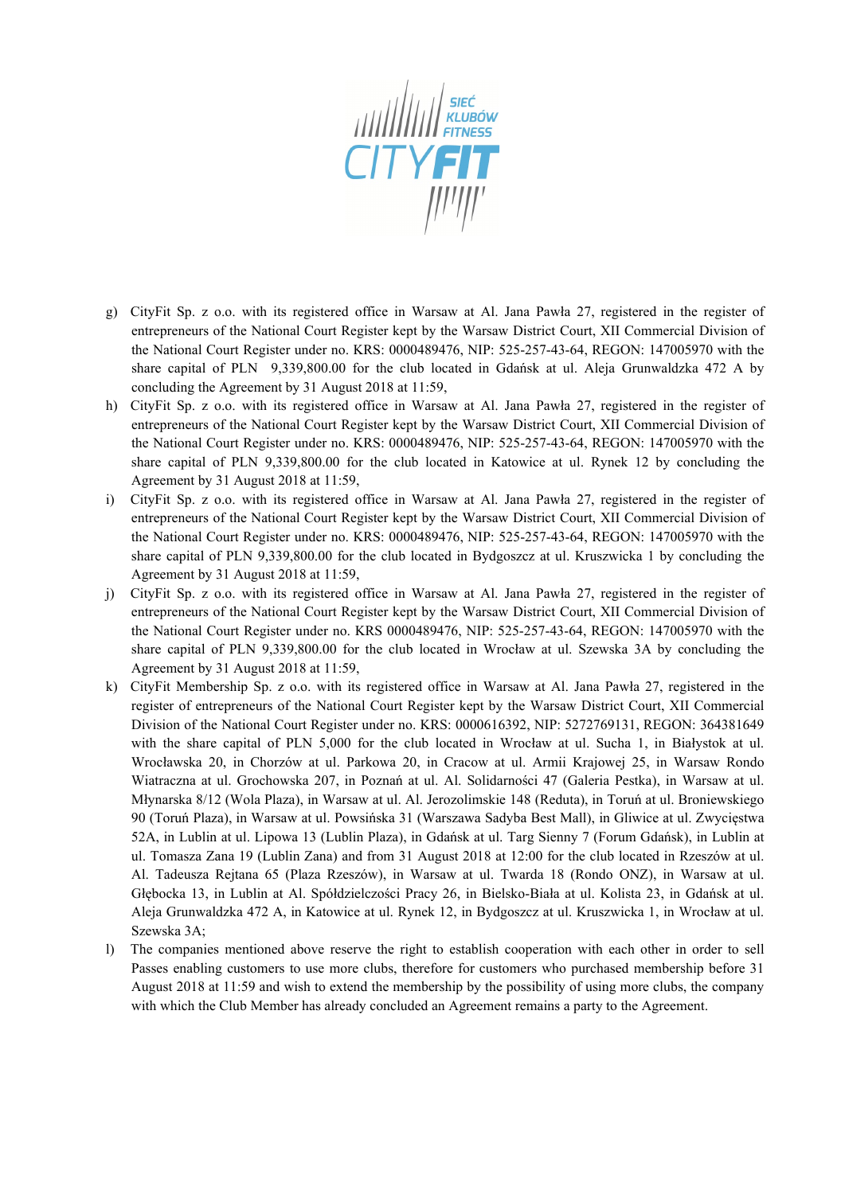g) CityFit Sp. z o.o. with its registered office in Warsaw at Al. Jana Pawła 27, registered in the register of entrepreneurs of the National Court Register kept by the Warsaw District Court, XII Commercial Division of the National Court Register under no. KRS: 0000489476, NIP: 525-257-43-64, REGON: 147005970 with the share capital of PLN 9,339,800.00 for the club located in Gdańsk at ul. Aleja Grunwaldzka 472 A by concluding the Agreement by 31 August 2018 at 11:59,

h) CityFit Sp. z o.o. with its registered office in Warsaw at Al. Jana Pawła 27, registered in the register of entrepreneurs of the National Court Register kept by the Warsaw District Court, XII Commercial Division of the National Court Register under no. KRS: 0000489476, NIP: 525-257-43-64, REGON: 147005970 with the share capital of PLN 9,339,800.00 for the club located in Katowice at ul. Rynek 12 by concluding the Agreement by 31 August 2018 at 11:59,

i) CityFit Sp. z o.o. with its registered office in Warsaw at Al. Jana Pawła 27, registered in the register of entrepreneurs of the National Court Register kept by the Warsaw District Court, XII Commercial Division of the National Court Register under no. KRS: 0000489476, NIP: 525-257-43-64, REGON: 147005970 with the share capital of PLN 9,339,800.00 for the club located in Bydgoszcz at ul. Kruszwicka 1 by concluding the Agreement by 31 August 2018 at 11:59,

j) CityFit Sp. z o.o. with its registered office in Warsaw at Al. Jana Pawła 27, registered in the register of entrepreneurs of the National Court Register kept by the Warsaw District Court, XII Commercial Division of the National Court Register under no. KRS: 0000489476, NIP: 525-257-43-64, REGON: 147005970 with the share capital of PLN 9,339,800.00 for the club located in Wrocław at ul. Szewska 3A by concluding the Agreement by 31 August 2018 at 11:59,

k) CityFit Membership Sp. z o.o. with its registered office in Warsaw at Al. Jana Pawła 27, registered in the register of entrepreneurs of the National Court Register kept by the Warsaw District Court, XII Commercial Division of the National Court Register under no. KRS 0000616392, NIP: 5272769131, REGON: 364381649 with the share capital of PLN 5,000 for the club located in Wrocław at ul. Sucha 1, in Białystok at ul. Wrocławska 20, in Chorzów at ul. Parkowa 20, in Cracow at ul. Armii Krajowej 25, in Warsaw Rondo Wiatraczna at ul. Grochowska 207, in Poznań at ul. Al. Solidarności 47 (Galeria Pestka), in Warsaw at ul. Młynarska 8/12 (Wola Plaza), in Warsaw at ul. Al. Jerozolimskie 148 (Reduta), in Toruń at ul. Broniewskiego 90 (Toruń Plaza), in Warsaw at ul. Powsińska 31 (Warszawa Sadyba Best Mall), in Gliwice at ul. Zwycięstwa 52A, in Lublin at ul. Lipowa 13 (Lublin Plaza), in Gdańsk at ul. Targ Sienny 7 (Forum Gdańsk), in Lublin at ul. Tomasza Zana 19 (Lublin Zana) and from 31 August 2018 at 12:00 for the club located in Rzeszów at ul. Al. Tadeusza Rejtana 65 (Plaza Rzeszów), in Warsaw at ul. Twarda 18 (Rondo ONZ), in Warsaw at ul. Głębocka 13, in Lublin at Al. Spółdzielczości Pracy 26, in Bielsko-Biała at ul. Kolista 23, in Gdańsk at ul. Aleja Grunwaldzka 472 A, in Katowice at ul. Rynek 12, in Bydgoszcz at ul. Kruszwicka 1, in Wrocław at ul. Szewska 3A;

l) The companies mentioned above reserve the right to establish cooperation with each other in order to sell Passes enabling customers to use more clubs, therefore for customers who purchased membership before 31 August 2018 at 11:59 and wish to extend the membership by the possibility of using more clubs, the company with which the Club Member has already concluded an Agreement remains a party to the Agreement.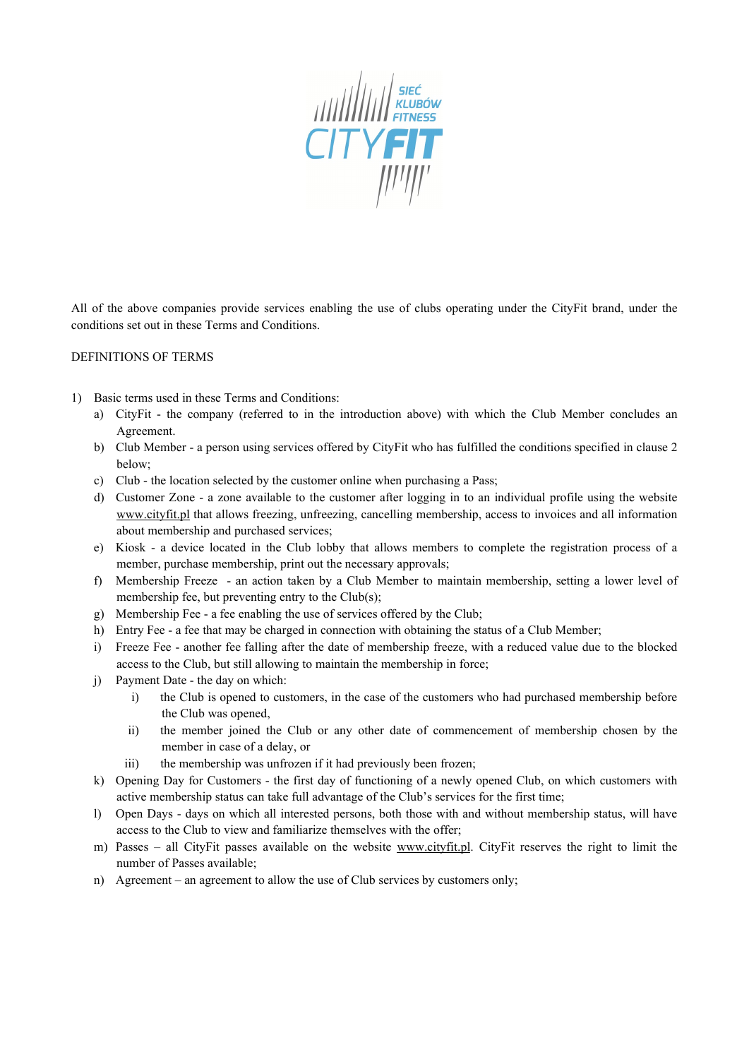All of the above companies provide services enabling the use of clubs operating under the CityFit brand, under the conditions set out in these Terms and Conditions.

DEFINITIONS OF TERMS

1) Basic terms used in these Terms and Conditions:
   a) CityFit - the company (referred to in the introduction above) with which the Club Member concludes an Agreement.
   b) Club Member - a person using services offered by CityFit who has fulfilled the conditions specified in clause 2 below;
   c) Club - the location selected by the customer online when purchasing a Pass;
   d) Customer Zone - a zone available to the customer after logging in to an individual profile using the website www.cityfit.pl that allows freezing, unfreezing, cancelling membership, access to invoices and all information about membership and purchased services;
   e) Kiosk - a device located in the Club lobby that allows members to complete the registration process of a member, purchase membership, print out the necessary approvals;
   f) Membership Freeze - an action taken by a Club Member to maintain membership, setting a lower level of membership fee, but preventing entry to the Club(s);
   g) Membership Fee - a fee enabling the use of services offered by the Club;
   h) Entry Fee - a fee that may be charged in connection with obtaining the status of a Club Member;
   i) Freeze Fee - another fee falling after the date of membership freeze, with a reduced value due to the blocked access to the Club, but still allowing to maintain the membership in force;
   j) Payment Date - the day on which:
      i) the Club is opened to customers, in the case of the customers who had purchased membership before the Club was opened,
      ii) the member joined the Club or any other date of commencement of membership chosen by the member in case of a delay, or
      iii) the membership was unfrozen if it had previously been frozen;
   k) Opening Day for Customers - the first day of functioning of a newly opened Club, on which customers with active membership status can take full advantage of the Club's services for the first time;
   l) Open Days - days on which all interested persons, both those with and without membership status, will have access to the Club to view and familiarize themselves with the offer;
   m) Passes – all CityFit passes available on the website www.cityfit.pl. CityFit reserves the right to limit the number of Passes available;
   n) Agreement – an agreement to allow the use of Club services by customers only;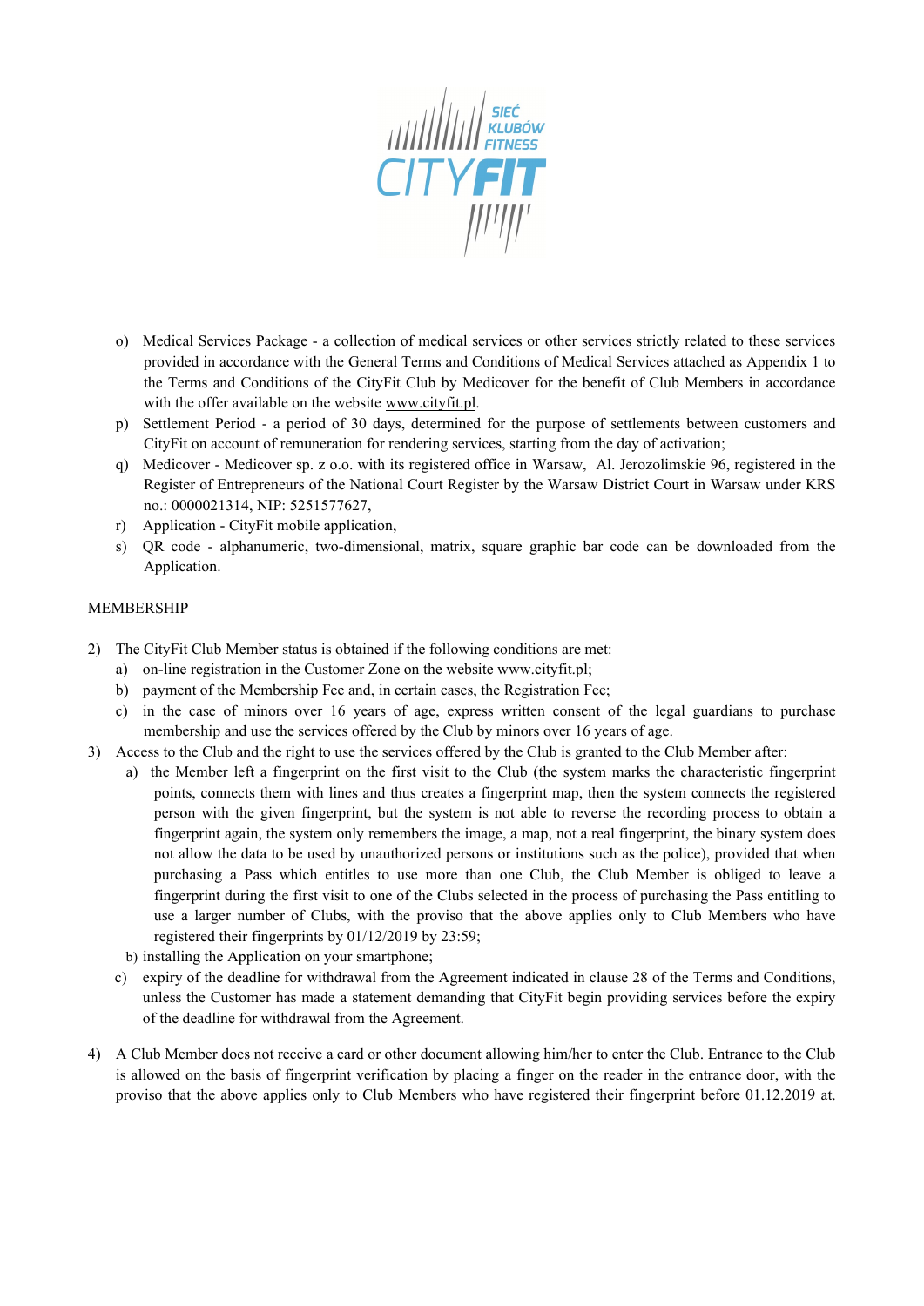o) Medical Services Package - a collection of medical services or other services strictly related to these services provided in accordance with the General Terms and Conditions of Medical Services attached as Appendix 1 to the Terms and Conditions of the CityFit Club by Medicover for the benefit of Club Members in accordance with the offer available on the website www.cityfit.pl.

p) Settlement Period - a period of 30 days, determined for the purpose of settlements between customers and CityFit on account of remuneration for rendering services, starting from the day of activation;

q) Medicover - Medicover sp. z o.o. with its registered office in Warsaw, Al. Jerozolimskie 96, registered in the Register of Entrepreneurs of the National Court Register by the Warsaw District Court in Warsaw under KRS no.: 0000021314, NIP: 5251577627,

r) Application - CityFit mobile application,

s) QR code - alphanumeric, two-dimensional, matrix, square graphic bar code can be downloaded from the Application.

MEMBERSHIP

2) The CityFit Club Member status is obtained if the following conditions are met:
   a) on-line registration in the Customer Zone on the website www.cityfit.pl;
   b) payment of the Membership Fee and, in certain cases, the Registration Fee;
   c) in the case of minors over 16 years of age, express written consent of the legal guardians to purchase membership and use the services offered by the Club by minors over 16 years of age.

3) Access to the Club and the right to use the services offered by the Club is granted to the Club Member after:
   a) the Member left a fingerprint on the first visit to the Club (the system marks the characteristic fingerprint points, connects them with lines and thus creates a fingerprint map, then the system connects the registered person with the given fingerprint, but the system is not able to reverse the recording process to obtain a fingerprint again, the system only remembers the image, a map, not a real fingerprint, the binary system does not allow the data to be used by unauthorized persons or institutions such as the police), provided that when purchasing a Pass which entitles to use more than one Club, the Club Member is obliged to leave a fingerprint during the first visit to one of the Clubs selected in the process of purchasing the Pass entitling to use a larger number of Clubs, with the proviso that the above applies only to Club Members who have registered their fingerprints by 01/12/2019 by 23:59;
   b) installing the Application on your smartphone;
   c) expiry of the deadline for withdrawal from the Agreement indicated in clause 28 of the Terms and Conditions, unless the Customer has made a statement demanding that CityFit begin providing services before the expiry of the deadline for withdrawal from the Agreement.

4) A Club Member does not receive a card or other document allowing him/her to enter the Club. Entrance to the Club is allowed on the basis of fingerprint verification by placing a finger on the reader in the entrance door, with the proviso that the above applies only to Club Members who have registered their fingerprint before 01.12.2019 at.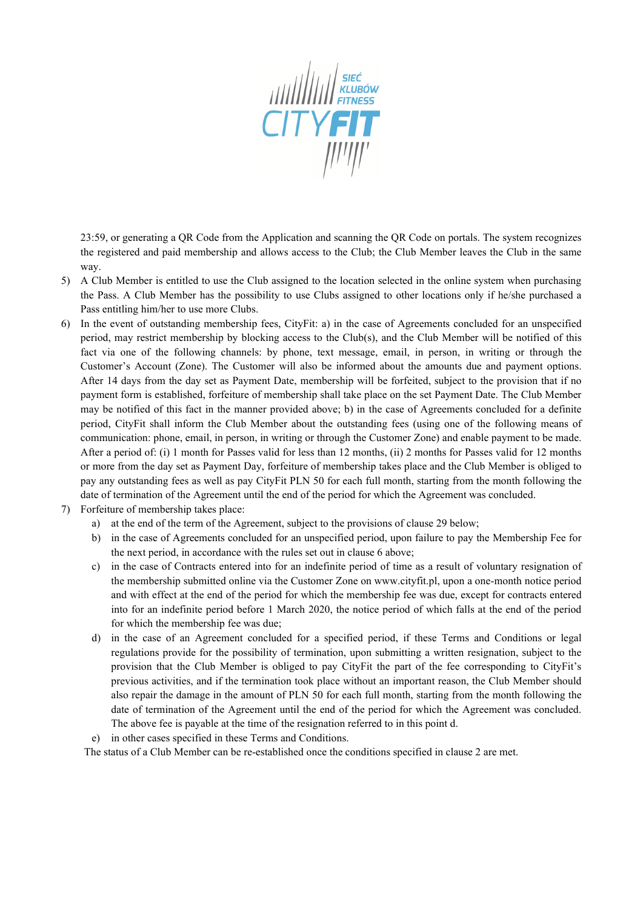23:59, or generating a QR Code from the Application and scanning the QR Code on portals. The system recognizes the registered and paid membership and allows access to the Club; the Club Member leaves the Club in the same way.

5) A Club Member is entitled to use the Club assigned to the location selected in the online system when purchasing the Pass. A Club Member has the possibility to use Clubs assigned to other locations only if he/she purchased a Pass entitling him/her to use more Clubs.
6) In the event of outstanding membership fees, CityFit: a) in the case of Agreements concluded for an unspecified period, may restrict membership by blocking access to the Club(s), and the Club Member will be notified of this fact via one of the following channels: by phone, text message, email, in person, in writing or through the Customer's Account (Zone). The Customer will also be informed about the amounts due and payment options. After 14 days from the day set as Payment Date, membership will be forfeited, subject to the provision that if no payment form is established, forfeiture of membership shall take place on the set Payment Date. The Club Member may be notified of this fact in the manner provided above; b) in the case of Agreements concluded for a definite period, CityFit shall inform the Club Member about the outstanding fees (using one of the following means of communication: phone, email, in person, in writing or through the Customer Zone) and enable payment to be made. After a period of: (i) 1 month for Passes valid for less than 12 months, (ii) 2 months for Passes valid for 12 months or more from the day set as Payment Day, forfeiture of membership takes place and the Club Member is obliged to pay any outstanding fees as well as pay CityFit PLN 50 for each full month, starting from the month following the date of termination of the Agreement until the end of the period for which the Agreement was concluded.
7) Forfeiture of membership takes place:
    a) at the end of the term of the Agreement, subject to the provisions of clause 29 below;
    b) in the case of Agreements concluded for an unspecified period, upon failure to pay the Membership Fee for the next period, in accordance with the rules set out in clause 6 above;
    c) in the case of Contracts entered into for an indefinite period of time as a result of voluntary resignation of the membership submitted online via the Customer Zone on www.cityfit.pl, upon a one-month notice period and with effect at the end of the period for which the membership fee was due, except for contracts entered into for an indefinite period before 1 March 2020, the notice period of which falls at the end of the period for which the membership fee was due;
    d) in the case of an Agreement concluded for a specified period, if these Terms and Conditions or legal regulations provide for the possibility of termination, upon submitting a written resignation, subject to the provision that the Club Member is obliged to pay CityFit the part of the fee corresponding to CityFit's previous activities, and if the termination took place without an important reason, the Club Member should also repair the damage in the amount of PLN 50 for each full month, starting from the month following the date of termination of the Agreement until the end of the period for which the Agreement was concluded. The above fee is payable at the time of the resignation referred to in this point d.
    e) in other cases specified in these Terms and Conditions.

The status of a Club Member can be re-established once the conditions specified in clause 2 are met.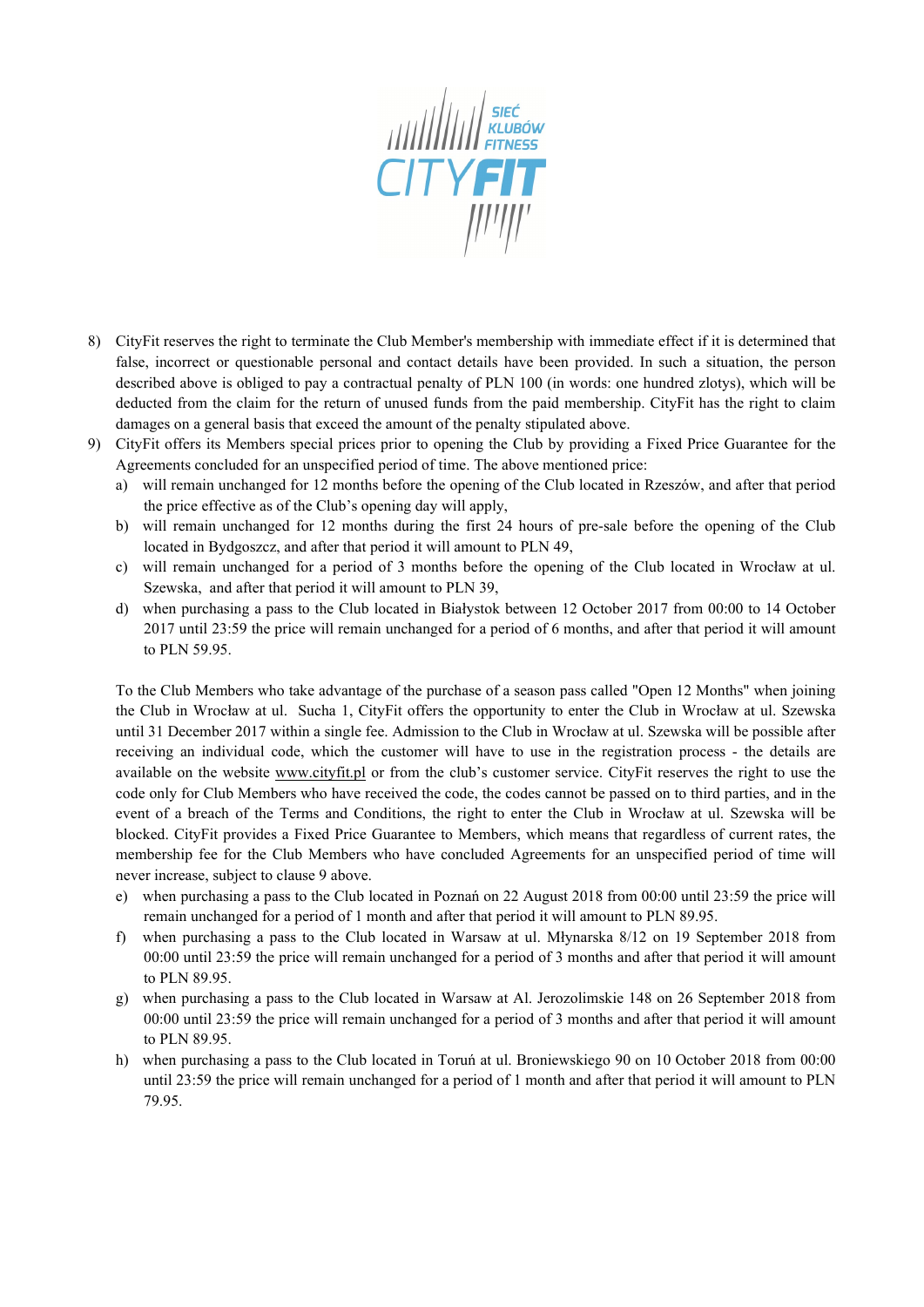8) CityFit reserves the right to terminate the Club Member's membership with immediate effect if it is determined that false, incorrect or questionable personal and contact details have been provided. In such a situation, the person described above is obliged to pay a contractual penalty of PLN 100 (in words: one hundred zlotys), which will be deducted from the claim for the return of unused funds from the paid membership. CityFit has the right to claim damages on a general basis that exceed the amount of the penalty stipulated above.
9) CityFit offers its Members special prices prior to opening the Club by providing a Fixed Price Guarantee for the Agreements concluded for an unspecified period of time. The above mentioned price:
   a) will remain unchanged for 12 months before the opening of the Club located in Rzeszów, and after that period the price effective as of the Club's opening day will apply,
   b) will remain unchanged for 12 months during the first 24 hours of pre-sale before the opening of the Club located in Bydgoszcz, and after that period it will amount to PLN 49,
   c) will remain unchanged for a period of 3 months before the opening of the Club located in Wrocław at ul. Szewska, and after that period it will amount to PLN 39,
   d) when purchasing a pass to the Club located in Białystok between 12 October 2017 from 00:00 to 14 October 2017 until 23:59 the price will remain unchanged for a period of 6 months, and after that period it will amount to PLN 59.95.

   To the Club Members who take advantage of the purchase of a season pass called "Open 12 Months" when joining the Club in Wrocław at ul. Sucha 1, CityFit offers the opportunity to enter the Club in Wrocław at ul. Szewska until 31 December 2017 within a single fee. Admission to the Club in Wrocław at ul. Szewska will be possible after receiving an individual code, which the customer will have to use in the registration process - the details are available on the website www.cityfit.pl or from the club's customer service. CityFit reserves the right to use the code only for Club Members who have received the code, the codes cannot be passed on to third parties, and in the event of a breach of the Terms and Conditions, the right to enter the Club in Wrocław at ul. Szewska will be blocked. CityFit provides a Fixed Price Guarantee to Members, which means that regardless of current rates, the membership fee for the Club Members who have concluded Agreements for an unspecified period of time will never increase, subject to clause 9 above.

   e) when purchasing a pass to the Club located in Poznań on 22 August 2018 from 00:00 until 23:59 the price will remain unchanged for a period of 1 month and after that period it will amount to PLN 89.95.
   f) when purchasing a pass to the Club located in Warsaw at ul. Młynarska 8/12 on 19 September 2018 from 00:00 until 23:59 the price will remain unchanged for a period of 3 months and after that period it will amount to PLN 89.95.
   g) when purchasing a pass to the Club located in Warsaw at Al. Jerozolimskie 148 on 26 September 2018 from 00:00 until 23:59 the price will remain unchanged for a period of 3 months and after that period it will amount to PLN 89.95.
   h) when purchasing a pass to the Club located in Toruń at ul. Broniewskiego 90 on 10 October 2018 from 00:00 until 23:59 the price will remain unchanged for a period of 1 month and after that period it will amount to PLN 79.95.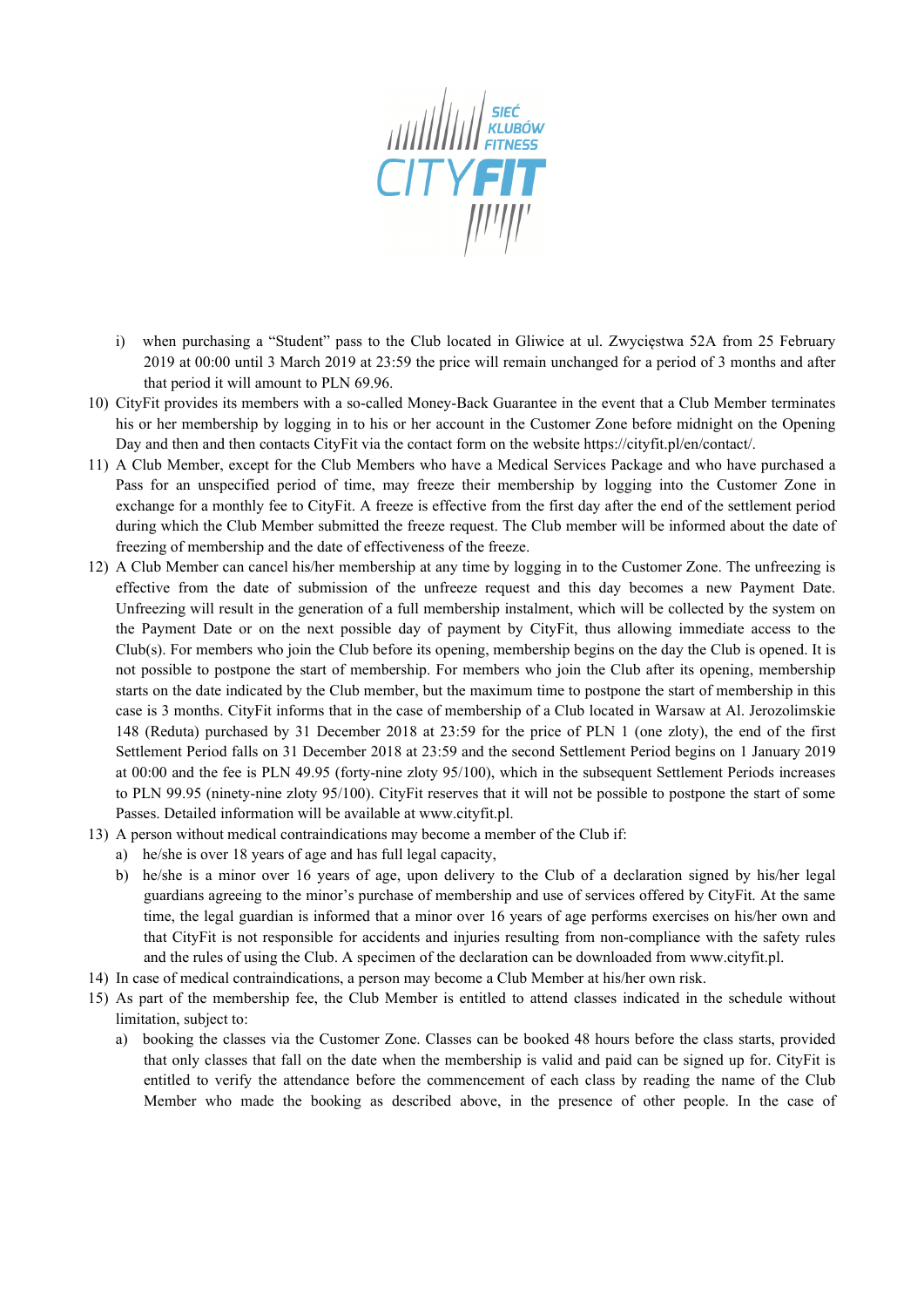i) when purchasing a "Student" pass to the Club located in Gliwice at ul. Zwycięstwa 52A from 25 February 2019 at 00:00 until 3 March 2019 at 23:59 the price will remain unchanged for a period of 3 months and after that period it will amount to PLN 69.96.

10) CityFit provides its members with a so-called Money-Back Guarantee in the event that a Club Member terminates his or her membership by logging in to his or her account in the Customer Zone before midnight on the Opening Day and then and then contacts CityFit via the contact form on the website https://cityfit.pl/en/contact/.
11) A Club Member, except for the Club Members who have a Medical Services Package and who have purchased a Pass for an unspecified period of time, may freeze their membership by logging into the Customer Zone in exchange for a monthly fee to CityFit. A freeze is effective from the first day after the end of the settlement period during which the Club Member submitted the freeze request. The Club member will be informed about the date of freezing of membership and the date of effectiveness of the freeze.
12) A Club Member can cancel his/her membership at any time by logging in to the Customer Zone. The unfreezing is effective from the date of submission of the unfreeze request and this day becomes a new Payment Date. Unfreezing will result in the generation of a full membership instalment, which will be collected by the system on the Payment Date or on the next possible day of payment by CityFit, thus allowing immediate access to the Club(s). For members who join the Club before its opening, membership begins on the day the Club is opened. It is not possible to postpone the start of membership. For members who join the Club after its opening, membership starts on the date indicated by the Club member, but the maximum time to postpone the start of membership in this case is 3 months. CityFit informs that in the case of membership of a Club located in Warsaw at Al. Jerozolimskie 148 (Reduta) purchased by 31 December 2018 at 23:59 for the price of PLN 1 (one zloty), the end of the first Settlement Period falls on 31 December 2018 at 23:59 and the second Settlement Period begins on 1 January 2019 at 00:00 and the fee is PLN 49.95 (forty-nine zloty 95/100), which in the subsequent Settlement Periods increases to PLN 99.95 (ninety-nine zloty 95/100). CityFit reserves that it will not be possible to postpone the start of some Passes. Detailed information will be available at www.cityfit.pl.
13) A person without medical contraindications may become a member of the Club if:
    a) he/she is over 18 years of age and has full legal capacity,
    b) he/she is a minor over 16 years of age, upon delivery to the Club of a declaration signed by his/her legal guardians agreeing to the minor's purchase of membership and use of services offered by CityFit. At the same time, the legal guardian is informed that a minor over 16 years of age performs exercises on his/her own and that CityFit is not responsible for accidents and injuries resulting from non-compliance with the safety rules and the rules of using the Club. A specimen of the declaration can be downloaded from www.cityfit.pl.
14) In case of medical contraindications, a person may become a Club Member at his/her own risk.
15) As part of the membership fee, the Club Member is entitled to attend classes indicated in the schedule without limitation, subject to:
    a) booking the classes via the Customer Zone. Classes can be booked 48 hours before the class starts, provided that only classes that fall on the date when the membership is valid and paid can be signed up for. CityFit is entitled to verify the attendance before the commencement of each class by reading the name of the Club Member who made the booking as described above, in the presence of other people. In the case of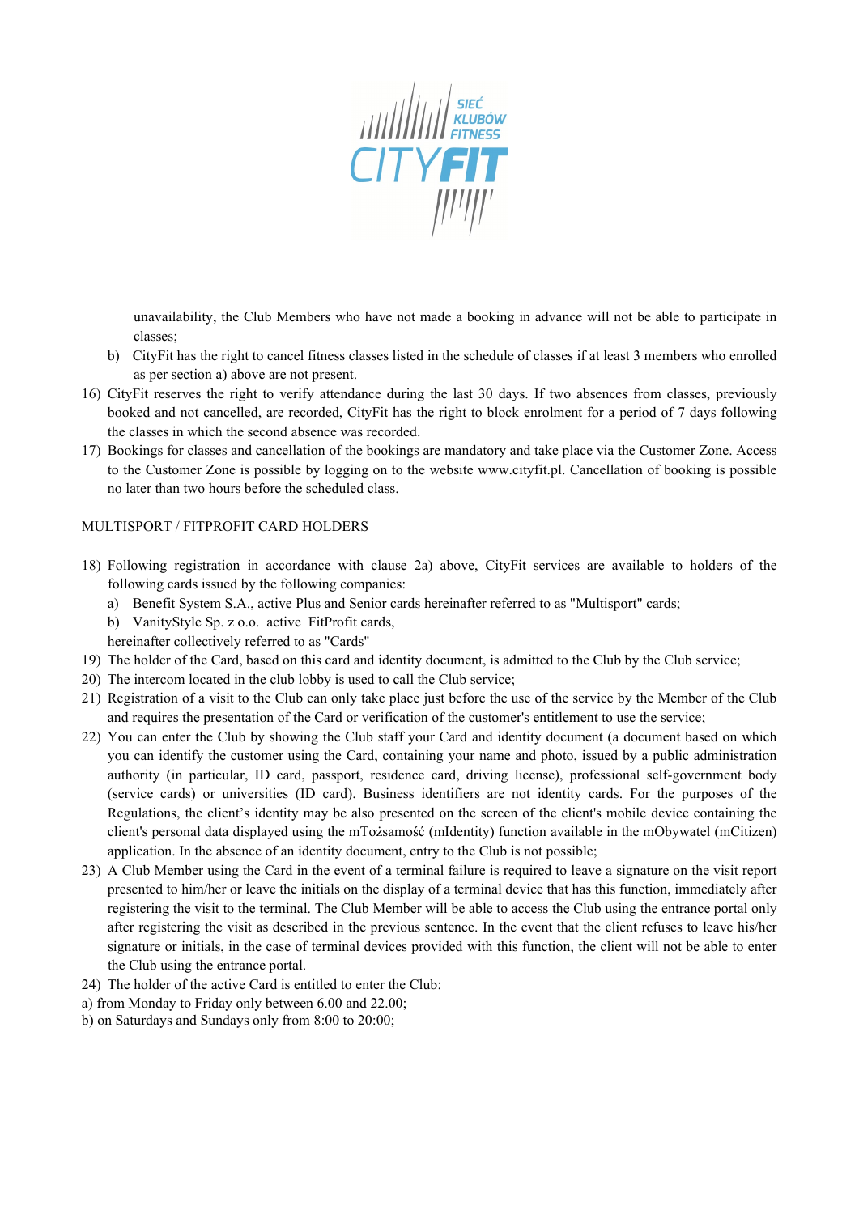unavailability, the Club Members who have not made a booking in advance will not be able to participate in classes;

b) CityFit has the right to cancel fitness classes listed in the schedule of classes if at least 3 members who enrolled as per section a) above are not present.

16) CityFit reserves the right to verify attendance during the last 30 days. If two absences from classes, previously booked and not cancelled, are recorded, CityFit has the right to block enrolment for a period of 7 days following the classes in which the second absence was recorded.

17) Bookings for classes and cancellation of the bookings are mandatory and take place via the Customer Zone. Access to the Customer Zone is possible by logging on to the website www.cityfit.pl. Cancellation of booking is possible no later than two hours before the scheduled class.

MULTISPORT / FITPROFIT CARD HOLDERS

18) Following registration in accordance with clause 2a) above, CityFit services are available to holders of the following cards issued by the following companies:
    a) Benefit System S.A., active Plus and Senior cards hereinafter referred to as "Multisport" cards;
    b) VanityStyle Sp. z o.o. active FitProfit cards,

    hereinafter collectively referred to as "Cards"

19) The holder of the Card, based on this card and identity document, is admitted to the Club by the Club service;

20) The intercom located in the club lobby is used to call the Club service;

21) Registration of a visit to the Club can only take place just before the use of the service by the Member of the Club and requires the presentation of the Card or verification of the customer's entitlement to use the service;

22) You can enter the Club by showing the Club staff your Card and identity document (a document based on which you can identify the customer using the Card, containing your name and photo, issued by a public administration authority (in particular, ID card, passport, residence card, driving license), professional self-government body (service cards) or universities (ID card). Business identifiers are not identity cards. For the purposes of the Regulations, the client's identity may be also presented on the screen of the client's mobile device containing the client's personal data displayed using the mTożsamość (mIdentity) function available in the mObywatel (mCitizen) application. In the absence of an identity document, entry to the Club is not possible;

23) A Club Member using the Card in the event of a terminal failure is required to leave a signature on the visit report presented to him/her or leave the initials on the display of a terminal device that has this function, immediately after registering the visit to the terminal. The Club Member will be able to access the Club using the entrance portal only after registering the visit as described in the previous sentence. In the event that the client refuses to leave his/her signature or initials, in the case of terminal devices provided with this function, the client will not be able to enter the Club using the entrance portal.

24) The holder of the active Card is entitled to enter the Club:

a) from Monday to Friday only between 6.00 and 22.00;

b) on Saturdays and Sundays only from 8:00 to 20:00;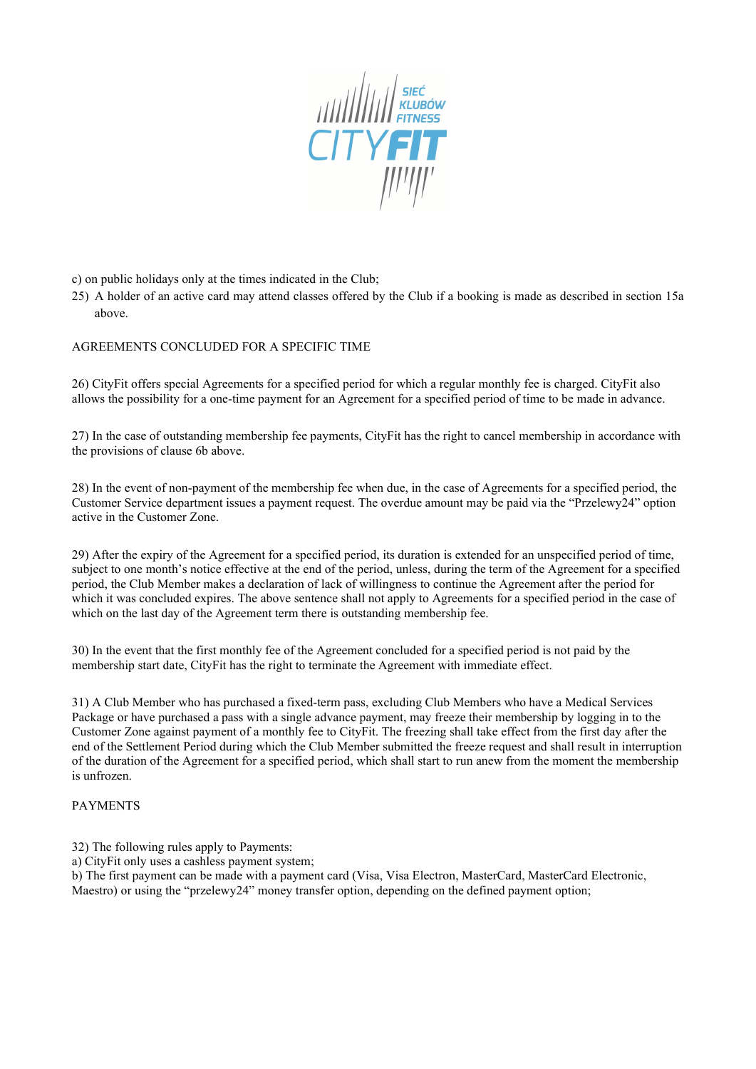c) on public holidays only at the times indicated in the Club;

25) A holder of an active card may attend classes offered by the Club if a booking is made as described in section 15a above.

## AGREEMENTS CONCLUDED FOR A SPECIFIC TIME

26) CityFit offers special Agreements for a specified period for which a regular monthly fee is charged. CityFit also allows the possibility for a one-time payment for an Agreement for a specified period of time to be made in advance.

27) In the case of outstanding membership fee payments, CityFit has the right to cancel membership in accordance with the provisions of clause 6b above.

28) In the event of non-payment of the membership fee when due, in the case of Agreements for a specified period, the Customer Service department issues a payment request. The overdue amount may be paid via the "Przelewy24" option active in the Customer Zone.

29) After the expiry of the Agreement for a specified period, its duration is extended for an unspecified period of time, subject to one month's notice effective at the end of the period, unless, during the term of the Agreement for a specified period, the Club Member makes a declaration of lack of willingness to continue the Agreement after the period for which it was concluded expires. The above sentence shall not apply to Agreements for a specified period in the case of which on the last day of the Agreement term there is outstanding membership fee.

30) In the event that the first monthly fee of the Agreement concluded for a specified period is not paid by the membership start date, CityFit has the right to terminate the Agreement with immediate effect.

31) A Club Member who has purchased a fixed-term pass, excluding Club Members who have a Medical Services Package or have purchased a pass with a single advance payment, may freeze their membership by logging in to the Customer Zone against payment of a monthly fee to CityFit. The freezing shall take effect from the first day after the end of the Settlement Period during which the Club Member submitted the freeze request and shall result in interruption of the duration of the Agreement for a specified period, which shall start to run anew from the moment the membership is unfrozen.

## PAYMENTS

32) The following rules apply to Payments:

a) CityFit only uses a cashless payment system;

b) The first payment can be made with a payment card (Visa, Visa Electron, MasterCard, MasterCard Electronic, Maestro) or using the "przelewy24" money transfer option, depending on the defined payment option;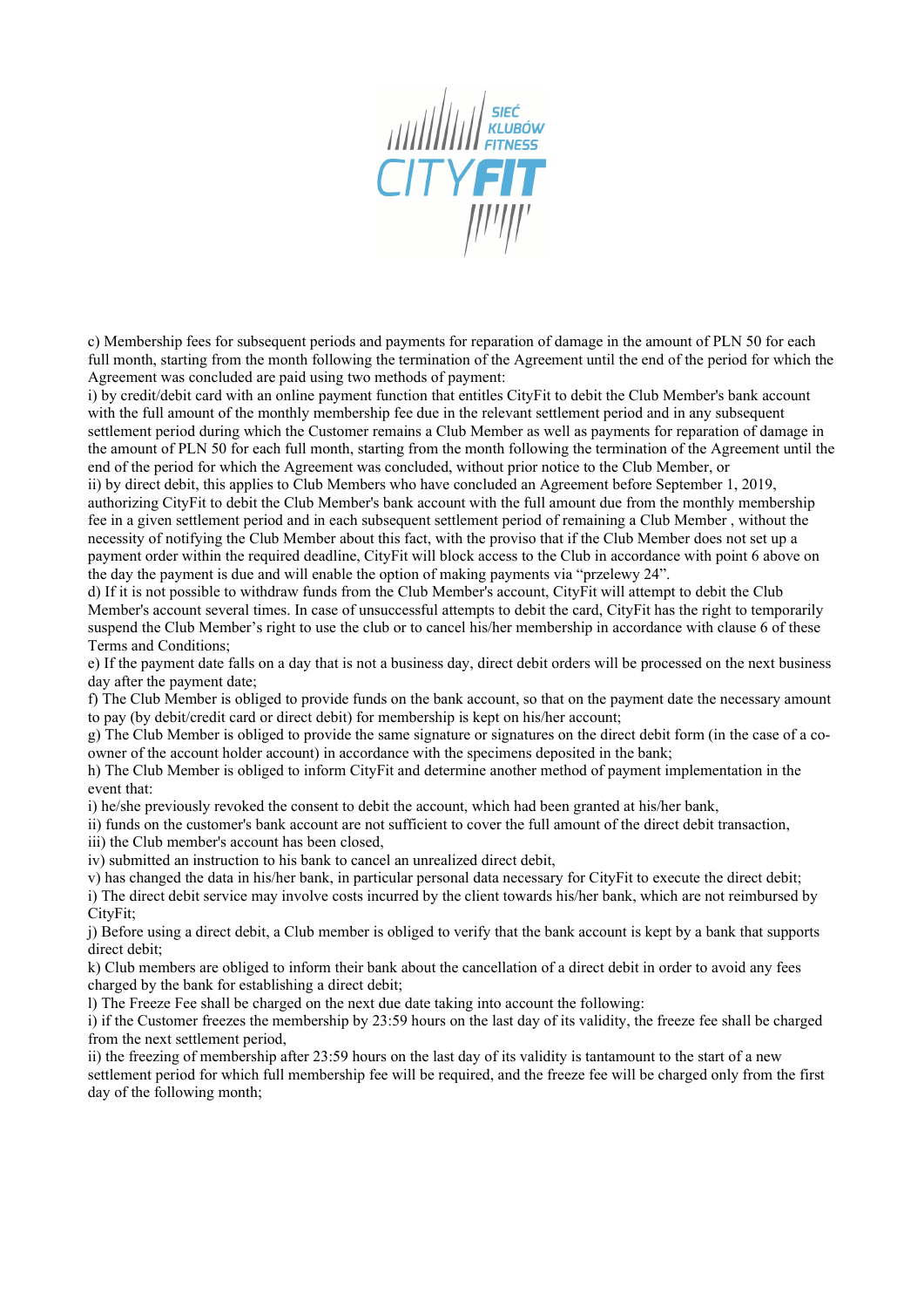c) Membership fees for subsequent periods and payments for reparation of damage in the amount of PLN 50 for each full month, starting from the month following the termination of the Agreement until the end of the period for which the Agreement was concluded are paid using two methods of payment:

i) by credit/debit card with an online payment function that entitles CityFit to debit the Club Member's bank account with the full amount of the monthly membership fee due in the relevant settlement period and in any subsequent settlement period during which the Customer remains a Club Member as well as payments for reparation of damage in the amount of PLN 50 for each full month, starting from the month following the termination of the Agreement until the end of the period for which the Agreement was concluded, without prior notice to the Club Member, or

ii) by direct debit, this applies to Club Members who have concluded an Agreement before September 1, 2019, authorizing CityFit to debit the Club Member's bank account with the full amount due from the monthly membership fee in a given settlement period and in each subsequent settlement period of remaining a Club Member , without the necessity of notifying the Club Member about this fact, with the proviso that if the Club Member does not set up a payment order within the required deadline, CityFit will block access to the Club in accordance with point 6 above on the day the payment is due and will enable the option of making payments via "przelewy 24".

d) If it is not possible to withdraw funds from the Club Member's account, CityFit will attempt to debit the Club Member's account several times. In case of unsuccessful attempts to debit the card, CityFit has the right to temporarily suspend the Club Member's right to use the club or to cancel his/her membership in accordance with clause 6 of these Terms and Conditions;

e) If the payment date falls on a day that is not a business day, direct debit orders will be processed on the next business day after the payment date;

f) The Club Member is obliged to provide funds on the bank account, so that on the payment date the necessary amount to pay (by debit/credit card or direct debit) for membership is kept on his/her account;

g) The Club Member is obliged to provide the same signature or signatures on the direct debit form (in the case of a co-owner of the account holder account) in accordance with the specimens deposited in the bank;

h) The Club Member is obliged to inform CityFit and determine another method of payment implementation in the event that:

i) he/she previously revoked the consent to debit the account, which had been granted at his/her bank,

ii) funds on the customer's bank account are not sufficient to cover the full amount of the direct debit transaction,

iii) the Club member's account has been closed,

iv) submitted an instruction to his bank to cancel an unrealized direct debit,

v) has changed the data in his/her bank, in particular personal data necessary for CityFit to execute the direct debit;

i) The direct debit service may involve costs incurred by the client towards his/her bank, which are not reimbursed by CityFit;

j) Before using a direct debit, a Club member is obliged to verify that the bank account is kept by a bank that supports direct debit;

k) Club members are obliged to inform their bank about the cancellation of a direct debit in order to avoid any fees charged by the bank for establishing a direct debit;

l) The Freeze Fee shall be charged on the next due date taking into account the following:

i) if the Customer freezes the membership by 23:59 hours on the last day of its validity, the freeze fee shall be charged from the next settlement period,

ii) the freezing of membership after 23:59 hours on the last day of its validity is tantamount to the start of a new settlement period for which full membership fee will be required, and the freeze fee will be charged only from the first day of the following month;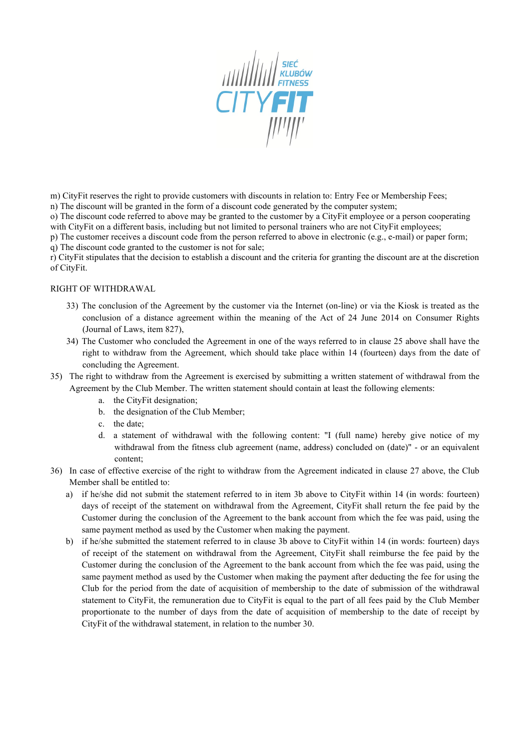m) CityFit reserves the right to provide customers with discounts in relation to: Entry Fee or Membership Fees;
n) The discount will be granted in the form of a discount code generated by the computer system;
o) The discount code referred to above may be granted to the customer by a CityFit employee or a person cooperating with CityFit on a different basis, including but not limited to personal trainers who are not CityFit employees;
p) The customer receives a discount code from the person referred to above in electronic (e.g., e-mail) or paper form;
q) The discount code granted to the customer is not for sale;
r) CityFit stipulates that the decision to establish a discount and the criteria for granting the discount are at the discretion of CityFit.

RIGHT OF WITHDRAWAL

33) The conclusion of the Agreement by the customer via the Internet (on-line) or via the Kiosk is treated as the conclusion of a distance agreement within the meaning of the Act of 24 June 2014 on Consumer Rights (Journal of Laws, item 827),
34) The Customer who concluded the Agreement in one of the ways referred to in clause 25 above shall have the right to withdraw from the Agreement, which should take place within 14 (fourteen) days from the date of concluding the Agreement.
35) The right to withdraw from the Agreement is exercised by submitting a written statement of withdrawal from the Agreement by the Club Member. The written statement should contain at least the following elements:
    a. the CityFit designation;
    b. the designation of the Club Member;
    c. the date;
    d. a statement of withdrawal with the following content: "I (full name) hereby give notice of my withdrawal from the fitness club agreement (name, address) concluded on (date)" - or an equivalent content;
36) In case of effective exercise of the right to withdraw from the Agreement indicated in clause 27 above, the Club Member shall be entitled to:
    a) if he/she did not submit the statement referred to in item 3b above to CityFit within 14 (in words: fourteen) days of receipt of the statement on withdrawal from the Agreement, CityFit shall return the fee paid by the Customer during the conclusion of the Agreement to the bank account from which the fee was paid, using the same payment method as used by the Customer when making the payment.
    b) if he/she submitted the statement referred to in clause 3b above to CityFit within 14 (in words: fourteen) days of receipt of the statement on withdrawal from the Agreement, CityFit shall reimburse the fee paid by the Customer during the conclusion of the Agreement to the bank account from which the fee was paid, using the same payment method as used by the Customer when making the payment after deducting the fee for using the Club for the period from the date of acquisition of membership to the date of submission of the withdrawal statement to CityFit, the remuneration due to CityFit is equal to the part of all fees paid by the Club Member proportionate to the number of days from the date of acquisition of membership to the date of receipt by CityFit of the withdrawal statement, in relation to the number 30.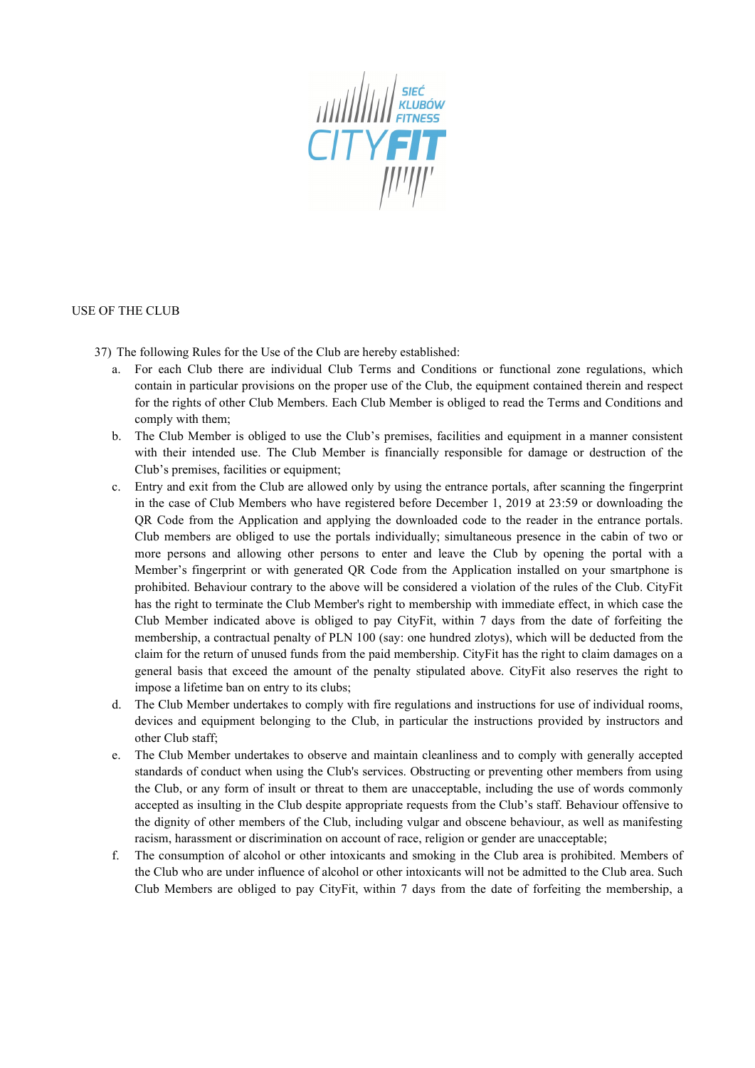USE OF THE CLUB

37) The following Rules for the Use of the Club are hereby established:

   a. For each Club there are individual Club Terms and Conditions or functional zone regulations, which contain in particular provisions on the proper use of the Club, the equipment contained therein and respect for the rights of other Club Members. Each Club Member is obliged to read the Terms and Conditions and comply with them;

   b. The Club Member is obliged to use the Club's premises, facilities and equipment in a manner consistent with their intended use. The Club Member is financially responsible for damage or destruction of the Club's premises, facilities or equipment;

   c. Entry and exit from the Club are allowed only by using the entrance portals, after scanning the fingerprint in the case of Club Members who have registered before December 1, 2019 at 23:59 or downloading the QR Code from the Application and applying the downloaded code to the reader in the entrance portals. Club members are obliged to use the portals individually; simultaneous presence in the cabin of two or more persons and allowing other persons to enter and leave the Club by opening the portal with a Member's fingerprint or with generated QR Code from the Application installed on your smartphone is prohibited. Behaviour contrary to the above will be considered a violation of the rules of the Club. CityFit has the right to terminate the Club Member's right to membership with immediate effect, in which case the Club Member indicated above is obliged to pay CityFit, within 7 days from the date of forfeiting the membership, a contractual penalty of PLN 100 (say: one hundred zlotys), which will be deducted from the claim for the return of unused funds from the paid membership. CityFit has the right to claim damages on a general basis that exceed the amount of the penalty stipulated above. CityFit also reserves the right to impose a lifetime ban on entry to its clubs;

   d. The Club Member undertakes to comply with fire regulations and instructions for use of individual rooms, devices and equipment belonging to the Club, in particular the instructions provided by instructors and other Club staff;

   e. The Club Member undertakes to observe and maintain cleanliness and to comply with generally accepted standards of conduct when using the Club's services. Obstructing or preventing other members from using the Club, or any form of insult or threat to them are unacceptable, including the use of words commonly accepted as insulting in the Club despite appropriate requests from the Club's staff. Behaviour offensive to the dignity of other members of the Club, including vulgar and obscene behaviour, as well as manifesting racism, harassment or discrimination on account of race, religion or gender are unacceptable;

   f. The consumption of alcohol or other intoxicants and smoking in the Club area is prohibited. Members of the Club who are under influence of alcohol or other intoxicants will not be admitted to the Club area. Such Club Members are obliged to pay CityFit, within 7 days from the date of forfeiting the membership, a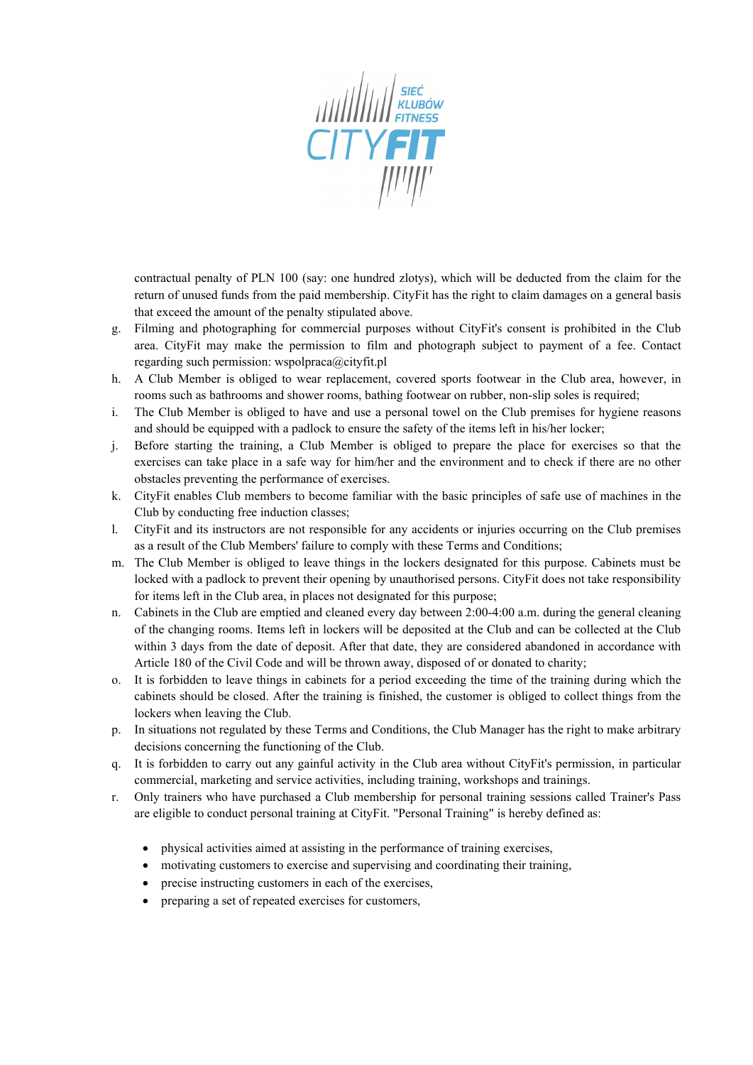contractual penalty of PLN 100 (say: one hundred zlotys), which will be deducted from the claim for the return of unused funds from the paid membership. CityFit has the right to claim damages on a general basis that exceed the amount of the penalty stipulated above.

g. Filming and photographing for commercial purposes without CityFit's consent is prohibited in the Club area. CityFit may make the permission to film and photograph subject to payment of a fee. Contact regarding such permission: wspolpraca@cityfit.pl

h. A Club Member is obliged to wear replacement, covered sports footwear in the Club area, however, in rooms such as bathrooms and shower rooms, bathing footwear on rubber, non-slip soles is required;

i. The Club Member is obliged to have and use a personal towel on the Club premises for hygiene reasons and should be equipped with a padlock to ensure the safety of the items left in his/her locker;

j. Before starting the training, a Club Member is obliged to prepare the place for exercises so that the exercises can take place in a safe way for him/her and the environment and to check if there are no other obstacles preventing the performance of exercises.

k. CityFit enables Club members to become familiar with the basic principles of safe use of machines in the Club by conducting free induction classes;

l. CityFit and its instructors are not responsible for any accidents or injuries occurring on the Club premises as a result of the Club Members' failure to comply with these Terms and Conditions;

m. The Club Member is obliged to leave things in the lockers designated for this purpose. Cabinets must be locked with a padlock to prevent their opening by unauthorised persons. CityFit does not take responsibility for items left in the Club area, in places not designated for this purpose;

n. Cabinets in the Club are emptied and cleaned every day between 2:00-4:00 a.m. during the general cleaning of the changing rooms. Items left in lockers will be deposited at the Club and can be collected at the Club within 3 days from the date of deposit. After that date, they are considered abandoned in accordance with Article 180 of the Civil Code and will be thrown away, disposed of or donated to charity;

o. It is forbidden to leave things in cabinets for a period exceeding the time of the training during which the cabinets should be closed. After the training is finished, the customer is obliged to collect things from the lockers when leaving the Club.

p. In situations not regulated by these Terms and Conditions, the Club Manager has the right to make arbitrary decisions concerning the functioning of the Club.

q. It is forbidden to carry out any gainful activity in the Club area without CityFit's permission, in particular commercial, marketing and service activities, including training, workshops and trainings.

r. Only trainers who have purchased a Club membership for personal training sessions called Trainer's Pass are eligible to conduct personal training at CityFit. "Personal Training" is hereby defined as:

- physical activities aimed at assisting in the performance of training exercises,
- motivating customers to exercise and supervising and coordinating their training,
- precise instructing customers in each of the exercises,
- preparing a set of repeated exercises for customers,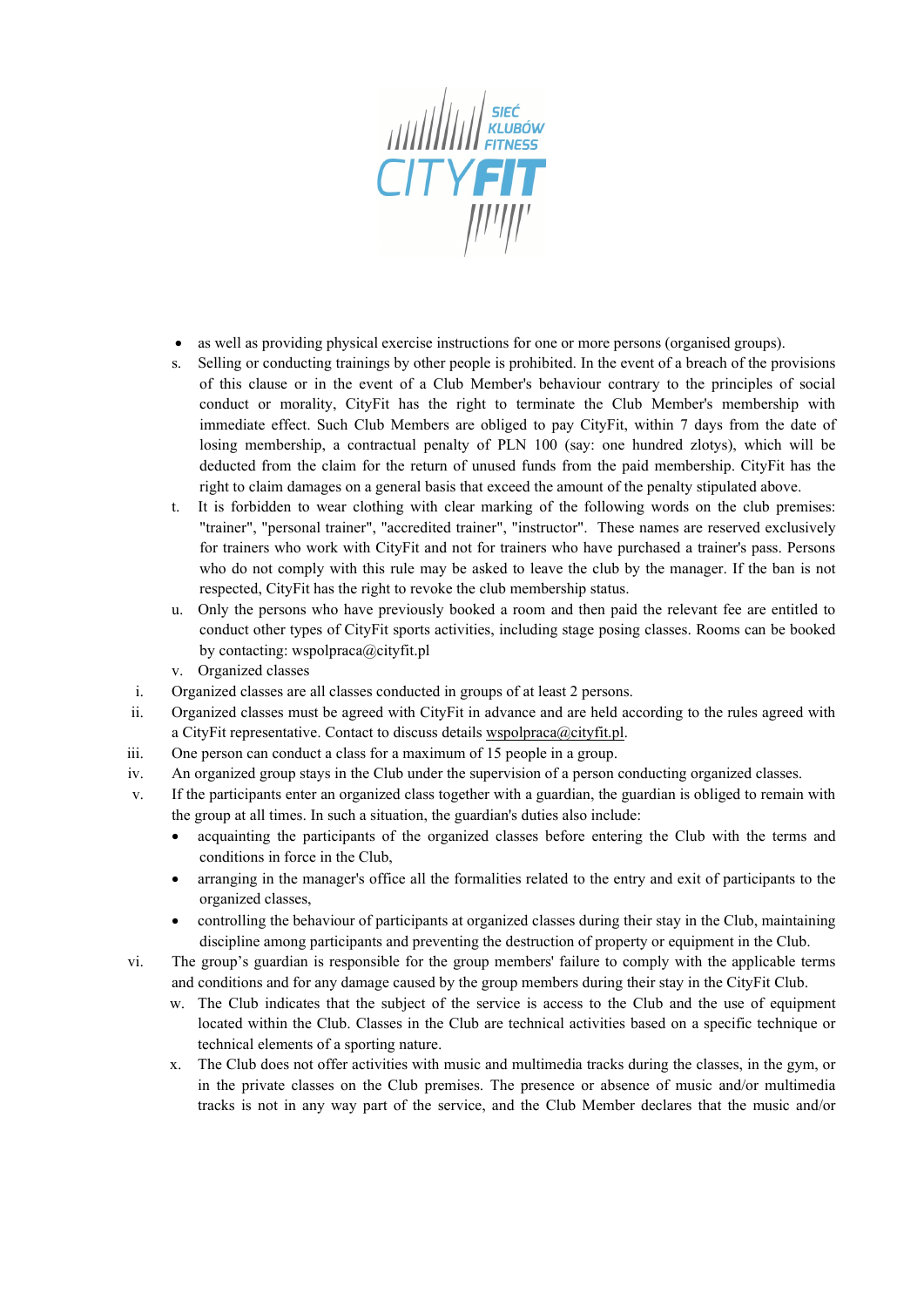- as well as providing physical exercise instructions for one or more persons (organised groups).

s. Selling or conducting trainings by other people is prohibited. In the event of a breach of the provisions of this clause or in the event of a Club Member's behaviour contrary to the principles of social conduct or morality, CityFit has the right to terminate the Club Member's membership with immediate effect. Such Club Members are obliged to pay CityFit, within 7 days from the date of losing membership, a contractual penalty of PLN 100 (say: one hundred zlotys), which will be deducted from the claim for the return of unused funds from the paid membership. CityFit has the right to claim damages on a general basis that exceed the amount of the penalty stipulated above.

t. It is forbidden to wear clothing with clear marking of the following words on the club premises: "trainer", "personal trainer", "accredited trainer", "instructor". These names are reserved exclusively for trainers who work with CityFit and not for trainers who have purchased a trainer's pass. Persons who do not comply with this rule may be asked to leave the club by the manager. If the ban is not respected, CityFit has the right to revoke the club membership status.

u. Only the persons who have previously booked a room and then paid the relevant fee are entitled to conduct other types of CityFit sports activities, including stage posing classes. Rooms can be booked by contacting: wspolpraca@cityfit.pl

v. Organized classes

i. Organized classes are all classes conducted in groups of at least 2 persons.

ii. Organized classes must be agreed with CityFit in advance and are held according to the rules agreed with a CityFit representative. Contact to discuss details wspolpraca@cityfit.pl.

iii. One person can conduct a class for a maximum of 15 people in a group.

iv. An organized group stays in the Club under the supervision of a person conducting organized classes.

v. If the participants enter an organized class together with a guardian, the guardian is obliged to remain with the group at all times. In such a situation, the guardian's duties also include:
   - acquainting the participants of the organized classes before entering the Club with the terms and conditions in force in the Club,
   - arranging in the manager's office all the formalities related to the entry and exit of participants to the organized classes,
   - controlling the behaviour of participants at organized classes during their stay in the Club, maintaining discipline among participants and preventing the destruction of property or equipment in the Club.

vi. The group's guardian is responsible for the group members' failure to comply with the applicable terms and conditions and for any damage caused by the group members during their stay in the CityFit Club.

w. The Club indicates that the subject of the service is access to the Club and the use of equipment located within the Club. Classes in the Club are technical activities based on a specific technique or technical elements of a sporting nature.

x. The Club does not offer activities with music and multimedia tracks during the classes, in the gym, or in the private classes on the Club premises. The presence or absence of music and/or multimedia tracks is not in any way part of the service, and the Club Member declares that the music and/or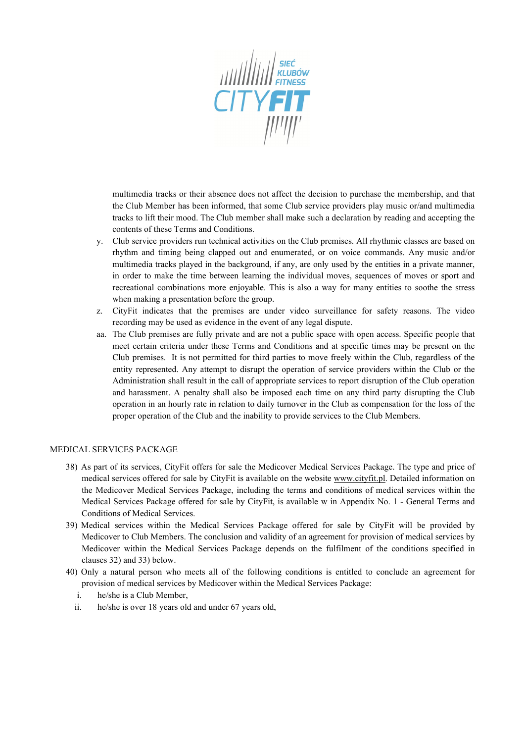multimedia tracks or their absence does not affect the decision to purchase the membership, and that the Club Member has been informed, that some Club service providers play music or/and multimedia tracks to lift their mood. The Club member shall make such a declaration by reading and accepting the contents of these Terms and Conditions.

y. Club service providers run technical activities on the Club premises. All rhythmic classes are based on rhythm and timing being clapped out and enumerated, or on voice commands. Any music and/or multimedia tracks played in the background, if any, are only used by the entities in a private manner, in order to make the time between learning the individual moves, sequences of moves or sport and recreational combinations more enjoyable. This is also a way for many entities to soothe the stress when making a presentation before the group.

z. CityFit indicates that the premises are under video surveillance for safety reasons. The video recording may be used as evidence in the event of any legal dispute.

aa. The Club premises are fully private and are not a public space with open access. Specific people that meet certain criteria under these Terms and Conditions and at specific times may be present on the Club premises. It is not permitted for third parties to move freely within the Club, regardless of the entity represented. Any attempt to disrupt the operation of service providers within the Club or the Administration shall result in the call of appropriate services to report disruption of the Club operation and harassment. A penalty shall also be imposed each time on any third party disrupting the Club operation in an hourly rate in relation to daily turnover in the Club as compensation for the loss of the proper operation of the Club and the inability to provide services to the Club Members.

MEDICAL SERVICES PACKAGE

38) As part of its services, CityFit offers for sale the Medicover Medical Services Package. The type and price of medical services offered for sale by CityFit is available on the website www.cityfit.pl. Detailed information on the Medicover Medical Services Package, including the terms and conditions of medical services within the Medical Services Package offered for sale by CityFit, is available w in Appendix No. 1 - General Terms and Conditions of Medical Services.

39) Medical services within the Medical Services Package offered for sale by CityFit will be provided by Medicover to Club Members. The conclusion and validity of an agreement for provision of medical services by Medicover within the Medical Services Package depends on the fulfilment of the conditions specified in clauses 32) and 33) below.

40) Only a natural person who meets all of the following conditions is entitled to conclude an agreement for provision of medical services by Medicover within the Medical Services Package:

i. he/she is a Club Member,

ii. he/she is over 18 years old and under 67 years old,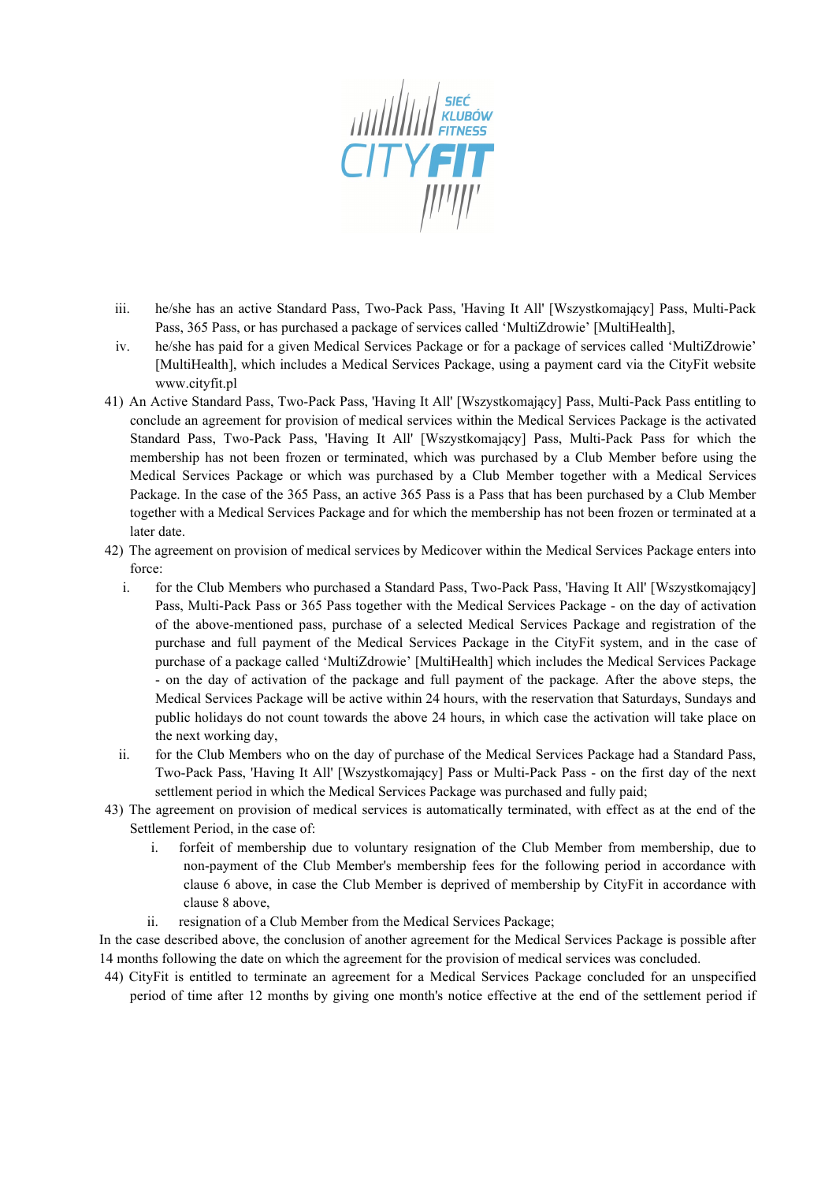iii. he/she has an active Standard Pass, Two-Pack Pass, 'Having It All' [Wszystkomający] Pass, Multi-Pack Pass, 365 Pass, or has purchased a package of services called 'MultiZdrowie' [MultiHealth],

iv. he/she has paid for a given Medical Services Package or for a package of services called 'MultiZdrowie' [MultiHealth], which includes a Medical Services Package, using a payment card via the CityFit website www.cityfit.pl

41) An Active Standard Pass, Two-Pack Pass, 'Having It All' [Wszystkomający] Pass, Multi-Pack Pass entitling to conclude an agreement for provision of medical services within the Medical Services Package is the activated Standard Pass, Two-Pack Pass, 'Having It All' [Wszystkomający] Pass, Multi-Pack Pass for which the membership has not been frozen or terminated, which was purchased by a Club Member before using the Medical Services Package or which was purchased by a Club Member together with a Medical Services Package. In the case of the 365 Pass, an active 365 Pass is a Pass that has been purchased by a Club Member together with a Medical Services Package and for which the membership has not been frozen or terminated at a later date.

42) The agreement on provision of medical services by Medicover within the Medical Services Package enters into force:

i. for the Club Members who purchased a Standard Pass, Two-Pack Pass, 'Having It All' [Wszystkomający] Pass, Multi-Pack Pass or 365 Pass together with the Medical Services Package - on the day of activation of the above-mentioned pass, purchase of a selected Medical Services Package and registration of the purchase and full payment of the Medical Services Package in the CityFit system, and in the case of purchase of a package called 'MultiZdrowie' [MultiHealth] which includes the Medical Services Package - on the day of activation of the package and full payment of the package. After the above steps, the Medical Services Package will be active within 24 hours, with the reservation that Saturdays, Sundays and public holidays do not count towards the above 24 hours, in which case the activation will take place on the next working day,

ii. for the Club Members who on the day of purchase of the Medical Services Package had a Standard Pass, Two-Pack Pass, 'Having It All' [Wszystkomający] Pass or Multi-Pack Pass - on the first day of the next settlement period in which the Medical Services Package was purchased and fully paid;

43) The agreement on provision of medical services is automatically terminated, with effect as at the end of the Settlement Period, in the case of:

i. forfeit of membership due to voluntary resignation of the Club Member from membership, due to non-payment of the Club Member's membership fees for the following period in accordance with clause 6 above, in case the Club Member is deprived of membership by CityFit in accordance with clause 8 above,

ii. resignation of a Club Member from the Medical Services Package;

In the case described above, the conclusion of another agreement for the Medical Services Package is possible after 14 months following the date on which the agreement for the provision of medical services was concluded.

44) CityFit is entitled to terminate an agreement for a Medical Services Package concluded for an unspecified period of time after 12 months by giving one month's notice effective at the end of the settlement period if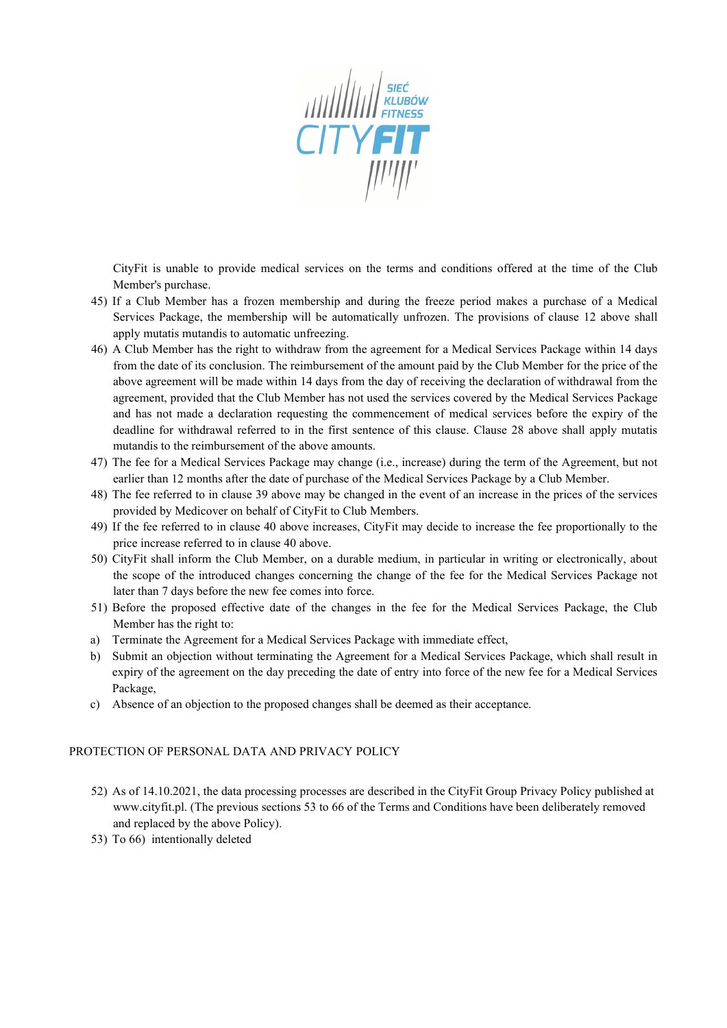CityFit is unable to provide medical services on the terms and conditions offered at the time of the Club Member's purchase.

45) If a Club Member has a frozen membership and during the freeze period makes a purchase of a Medical Services Package, the membership will be automatically unfrozen. The provisions of clause 12 above shall apply mutatis mutandis to automatic unfreezing.
46) A Club Member has the right to withdraw from the agreement for a Medical Services Package within 14 days from the date of its conclusion. The reimbursement of the amount paid by the Club Member for the price of the above agreement will be made within 14 days from the day of receiving the declaration of withdrawal from the agreement, provided that the Club Member has not used the services covered by the Medical Services Package and has not made a declaration requesting the commencement of medical services before the expiry of the deadline for withdrawal referred to in the first sentence of this clause. Clause 28 above shall apply mutatis mutandis to the reimbursement of the above amounts.
47) The fee for a Medical Services Package may change (i.e., increase) during the term of the Agreement, but not earlier than 12 months after the date of purchase of the Medical Services Package by a Club Member.
48) The fee referred to in clause 39 above may be changed in the event of an increase in the prices of the services provided by Medicover on behalf of CityFit to Club Members.
49) If the fee referred to in clause 40 above increases, CityFit may decide to increase the fee proportionally to the price increase referred to in clause 40 above.
50) CityFit shall inform the Club Member, on a durable medium, in particular in writing or electronically, about the scope of the introduced changes concerning the change of the fee for the Medical Services Package not later than 7 days before the new fee comes into force.
51) Before the proposed effective date of the changes in the fee for the Medical Services Package, the Club Member has the right to:

a) Terminate the Agreement for a Medical Services Package with immediate effect,
b) Submit an objection without terminating the Agreement for a Medical Services Package, which shall result in expiry of the agreement on the day preceding the date of entry into force of the new fee for a Medical Services Package,
c) Absence of an objection to the proposed changes shall be deemed as their acceptance.

PROTECTION OF PERSONAL DATA AND PRIVACY POLICY

52) As of 14.10.2021, the data processing processes are described in the CityFit Group Privacy Policy published at www.cityfit.pl. (The previous sections 53 to 66 of the Terms and Conditions have been deliberately removed and replaced by the above Policy).
53) To 66) intentionally deleted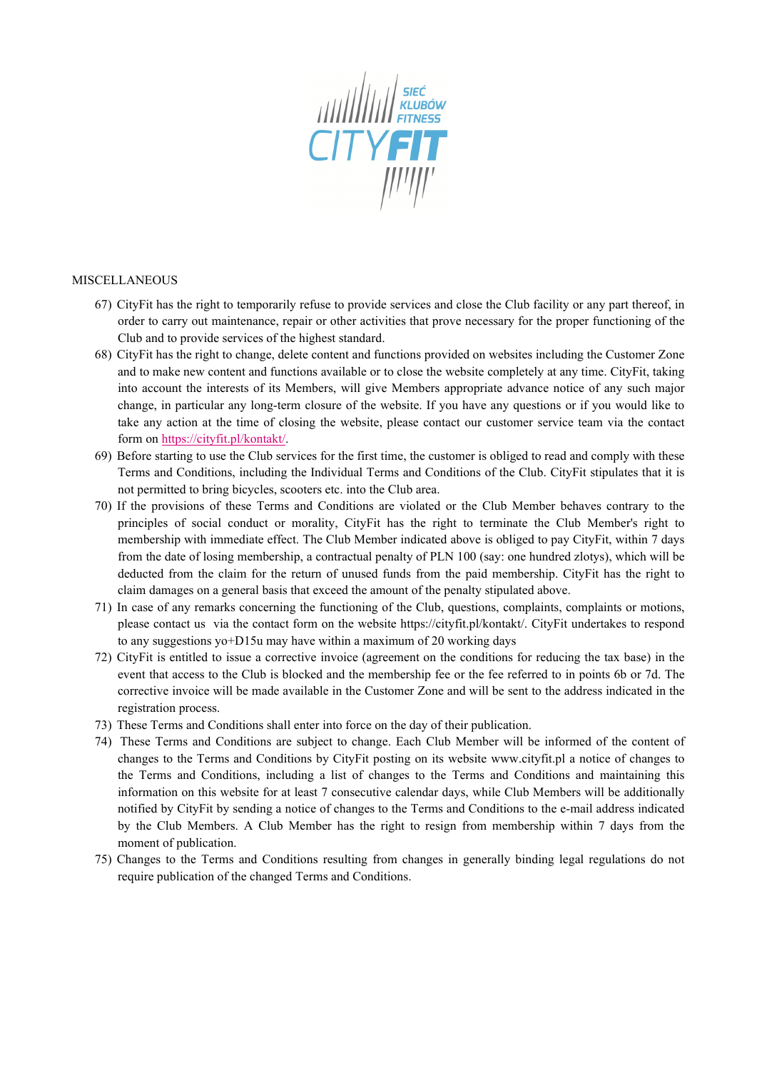MISCELLANEOUS

67) CityFit has the right to temporarily refuse to provide services and close the Club facility or any part thereof, in order to carry out maintenance, repair or other activities that prove necessary for the proper functioning of the Club and to provide services of the highest standard.
68) CityFit has the right to change, delete content and functions provided on websites including the Customer Zone and to make new content and functions available or to close the website completely at any time. CityFit, taking into account the interests of its Members, will give Members appropriate advance notice of any such major change, in particular any long-term closure of the website. If you have any questions or if you would like to take any action at the time of closing the website, please contact our customer service team via the contact form on [https://cityfit.pl/kontakt/](https://cityfit.pl/kontakt/).
69) Before starting to use the Club services for the first time, the customer is obliged to read and comply with these Terms and Conditions, including the Individual Terms and Conditions of the Club. CityFit stipulates that it is not permitted to bring bicycles, scooters etc. into the Club area.
70) If the provisions of these Terms and Conditions are violated or the Club Member behaves contrary to the principles of social conduct or morality, CityFit has the right to terminate the Club Member's right to membership with immediate effect. The Club Member indicated above is obliged to pay CityFit, within 7 days from the date of losing membership, a contractual penalty of PLN 100 (say: one hundred zlotys), which will be deducted from the claim for the return of unused funds from the paid membership. CityFit has the right to claim damages on a general basis that exceed the amount of the penalty stipulated above.
71) In case of any remarks concerning the functioning of the Club, questions, complaints, complaints or motions, please contact us via the contact form on the website https://cityfit.pl/kontakt/. CityFit undertakes to respond to any suggestions yo+D15u may have within a maximum of 20 working days
72) CityFit is entitled to issue a corrective invoice (agreement on the conditions for reducing the tax base) in the event that access to the Club is blocked and the membership fee or the fee referred to in points 6b or 7d. The corrective invoice will be made available in the Customer Zone and will be sent to the address indicated in the registration process.
73) These Terms and Conditions shall enter into force on the day of their publication.
74) These Terms and Conditions are subject to change. Each Club Member will be informed of the content of changes to the Terms and Conditions by CityFit posting on its website www.cityfit.pl a notice of changes to the Terms and Conditions, including a list of changes to the Terms and Conditions and maintaining this information on this website for at least 7 consecutive calendar days, while Club Members will be additionally notified by CityFit by sending a notice of changes to the Terms and Conditions to the e-mail address indicated by the Club Members. A Club Member has the right to resign from membership within 7 days from the moment of publication.
75) Changes to the Terms and Conditions resulting from changes in generally binding legal regulations do not require publication of the changed Terms and Conditions.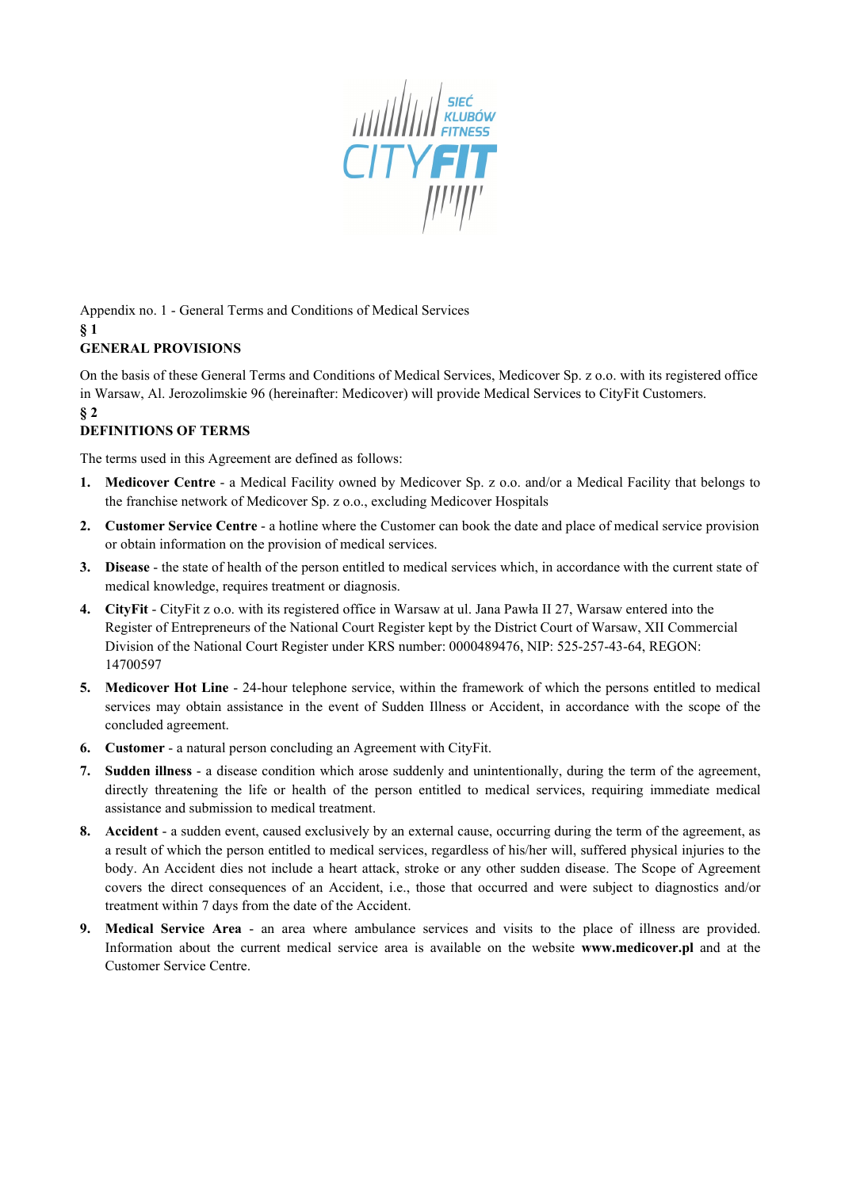Appendix no. 1 - General Terms and Conditions of Medical Services

§ 1

**GENERAL PROVISIONS**

On the basis of these General Terms and Conditions of Medical Services, Medicover Sp. z o.o. with its registered office in Warsaw, Al. Jerozolimskie 96 (hereinafter: Medicover) will provide Medical Services to CityFit Customers.

§ 2

**DEFINITIONS OF TERMS**

The terms used in this Agreement are defined as follows:

1. **Medicover Centre** - a Medical Facility owned by Medicover Sp. z o.o. and/or a Medical Facility that belongs to the franchise network of Medicover Sp. z o.o., excluding Medicover Hospitals
2. **Customer Service Centre** - a hotline where the Customer can book the date and place of medical service provision or obtain information on the provision of medical services.
3. **Disease** - the state of health of the person entitled to medical services which, in accordance with the current state of medical knowledge, requires treatment or diagnosis.
4. **CityFit** - CityFit z o.o. with its registered office in Warsaw at ul. Jana Pawła II 27, Warsaw entered into the Register of Entrepreneurs of the National Court Register kept by the District Court of Warsaw, XII Commercial Division of the National Court Register under KRS number: 0000489476, NIP: 525-257-43-64, REGON: 14700597
5. **Medicover Hot Line** - 24-hour telephone service, within the framework of which the persons entitled to medical services may obtain assistance in the event of Sudden Illness or Accident, in accordance with the scope of the concluded agreement.
6. **Customer** - a natural person concluding an Agreement with CityFit.
7. **Sudden illness** - a disease condition which arose suddenly and unintentionally, during the term of the agreement, directly threatening the life or health of the person entitled to medical services, requiring immediate medical assistance and submission to medical treatment.
8. **Accident** - a sudden event, caused exclusively by an external cause, occurring during the term of the agreement, as a result of which the person entitled to medical services, regardless of his/her will, suffered physical injuries to the body. An Accident dies not include a heart attack, stroke or any other sudden disease. The Scope of Agreement covers the direct consequences of an Accident, i.e., those that occurred and were subject to diagnostics and/or treatment within 7 days from the date of the Accident.
9. **Medical Service Area** - an area where ambulance services and visits to the place of illness are provided. Information about the current medical service area is available on the website **www.medicover.pl** and at the Customer Service Centre.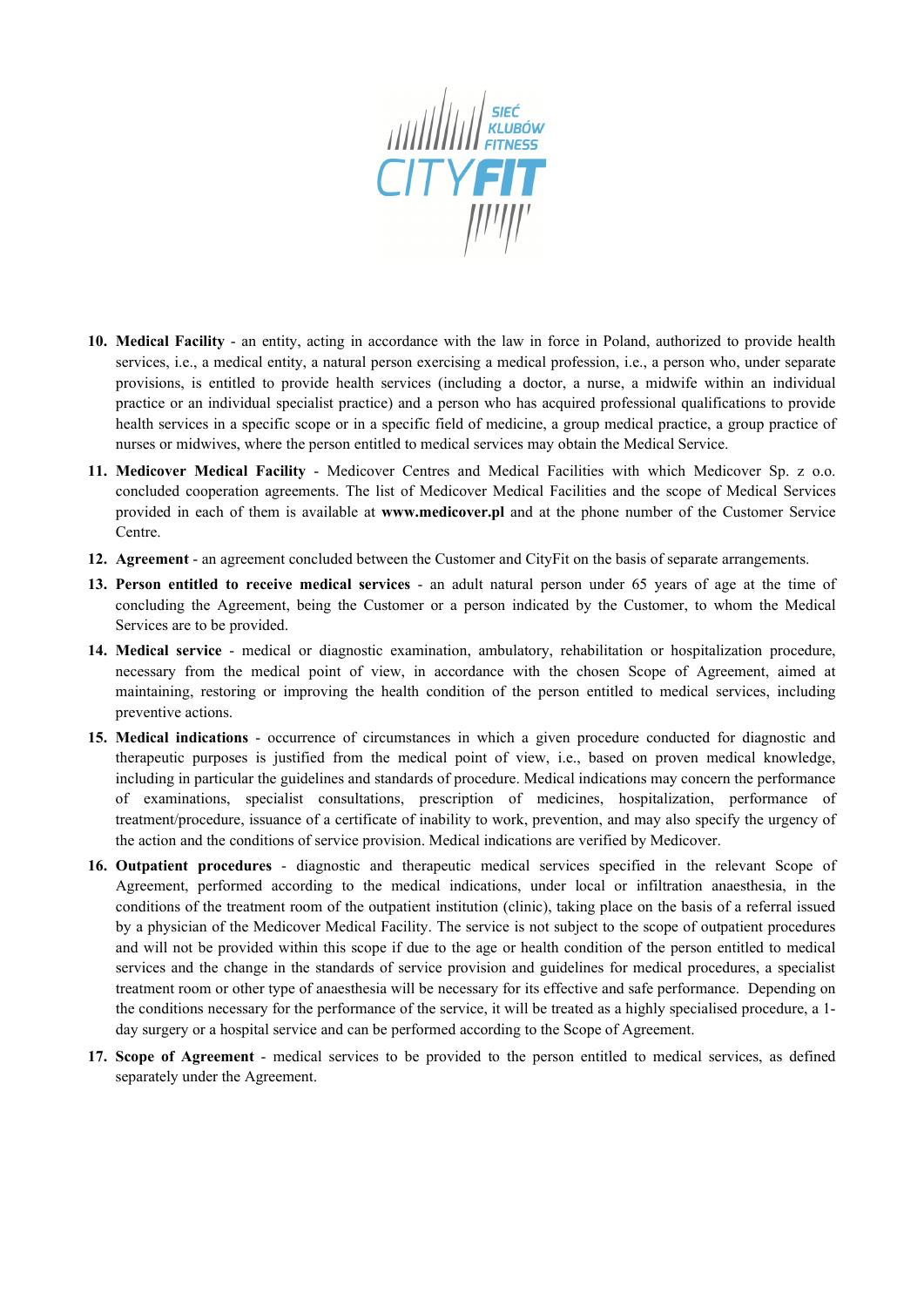10. **Medical Facility** - an entity, acting in accordance with the law in force in Poland, authorized to provide health services, i.e., a medical entity, a natural person exercising a medical profession, i.e., a person who, under separate provisions, is entitled to provide health services (including a doctor, a nurse, a midwife within an individual practice or an individual specialist practice) and a person who has acquired professional qualifications to provide health services in a specific scope or in a specific field of medicine, a group medical practice, a group practice of nurses or midwives, where the person entitled to medical services may obtain the Medical Service.
11. **Medicover Medical Facility** - Medicover Centres and Medical Facilities with which Medicover Sp. z o.o. concluded cooperation agreements. The list of Medicover Medical Facilities and the scope of Medical Services provided in each of them is available at **www.medicover.pl** and at the phone number of the Customer Service Centre.
12. **Agreement** - an agreement concluded between the Customer and CityFit on the basis of separate arrangements.
13. **Person entitled to receive medical services** - an adult natural person under 65 years of age at the time of concluding the Agreement, being the Customer or a person indicated by the Customer, to whom the Medical Services are to be provided.
14. **Medical service** - medical or diagnostic examination, ambulatory, rehabilitation or hospitalization procedure, necessary from the medical point of view, in accordance with the chosen Scope of Agreement, aimed at maintaining, restoring or improving the health condition of the person entitled to medical services, including preventive actions.
15. **Medical indications** - occurrence of circumstances in which a given procedure conducted for diagnostic and therapeutic purposes is justified from the medical point of view, i.e., based on proven medical knowledge, including in particular the guidelines and standards of procedure. Medical indications may concern the performance of examinations, specialist consultations, prescription of medicines, hospitalization, performance of treatment/procedure, issuance of a certificate of inability to work, prevention, and may also specify the urgency of the action and the conditions of service provision. Medical indications are verified by Medicover.
16. **Outpatient procedures** - diagnostic and therapeutic medical services specified in the relevant Scope of Agreement, performed according to the medical indications, under local or infiltration anaesthesia, in the conditions of the treatment room of the outpatient institution (clinic), taking place on the basis of a referral issued by a physician of the Medicover Medical Facility. The service is not subject to the scope of outpatient procedures and will not be provided within this scope if due to the age or health condition of the person entitled to medical services and the change in the standards of service provision and guidelines for medical procedures, a specialist treatment room or other type of anaesthesia will be necessary for its effective and safe performance. Depending on the conditions necessary for the performance of the service, it will be treated as a highly specialised procedure, a 1-day surgery or a hospital service and can be performed according to the Scope of Agreement.
17. **Scope of Agreement** - medical services to be provided to the person entitled to medical services, as defined separately under the Agreement.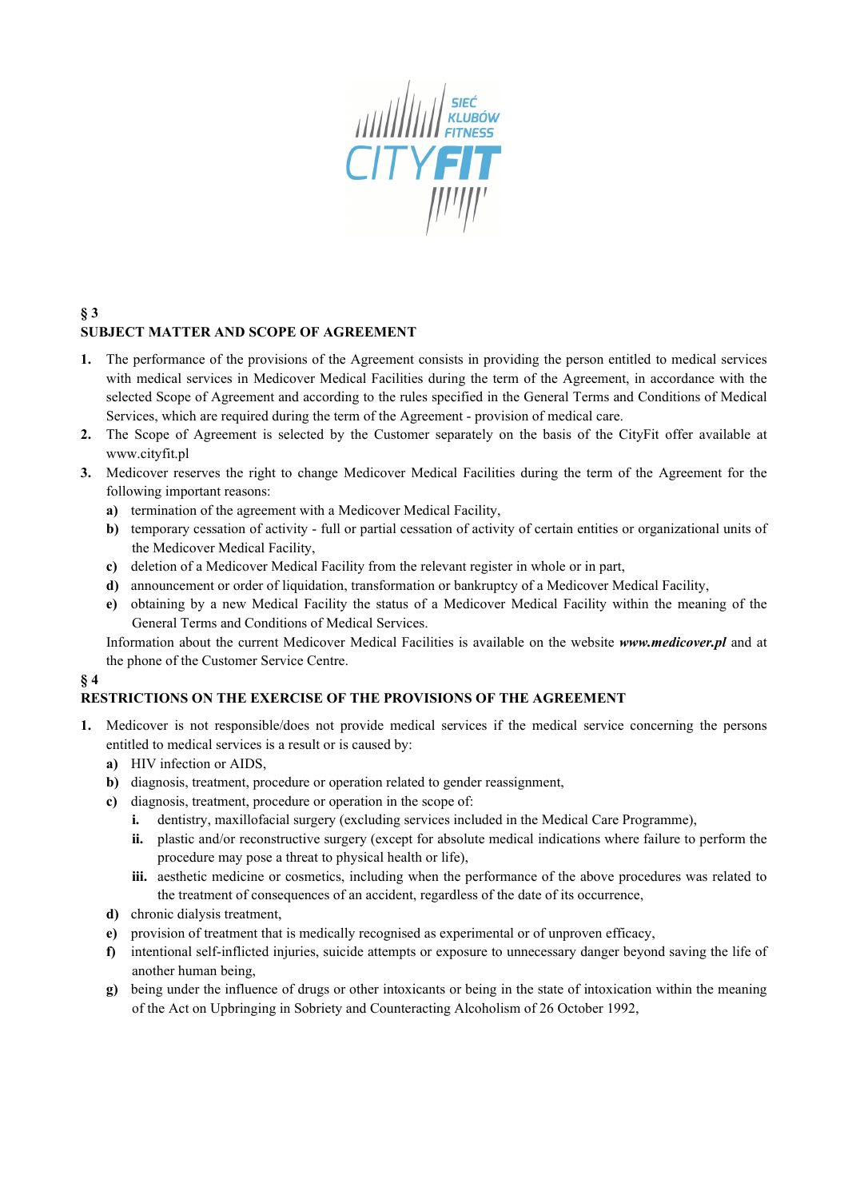## § 3
## SUBJECT MATTER AND SCOPE OF AGREEMENT

1. The performance of the provisions of the Agreement consists in providing the person entitled to medical services with medical services in Medicover Medical Facilities during the term of the Agreement, in accordance with the selected Scope of Agreement and according to the rules specified in the General Terms and Conditions of Medical Services, which are required during the term of the Agreement - provision of medical care.
2. The Scope of Agreement is selected by the Customer separately on the basis of the CityFit offer available at www.cityfit.pl
3. Medicover reserves the right to change Medicover Medical Facilities during the term of the Agreement for the following important reasons:
   **a)** termination of the agreement with a Medicover Medical Facility,
   **b)** temporary cessation of activity - full or partial cessation of activity of certain entities or organizational units of the Medicover Medical Facility,
   **c)** deletion of a Medicover Medical Facility from the relevant register in whole or in part,
   **d)** announcement or order of liquidation, transformation or bankruptcy of a Medicover Medical Facility,
   **e)** obtaining by a new Medical Facility the status of a Medicover Medical Facility within the meaning of the General Terms and Conditions of Medical Services.

   Information about the current Medicover Medical Facilities is available on the website ***www.medicover.pl*** and at the phone of the Customer Service Centre.

## § 4
## RESTRICTIONS ON THE EXERCISE OF THE PROVISIONS OF THE AGREEMENT

1. Medicover is not responsible/does not provide medical services if the medical service concerning the persons entitled to medical services is a result or is caused by:
   **a)** HIV infection or AIDS,
   **b)** diagnosis, treatment, procedure or operation related to gender reassignment,
   **c)** diagnosis, treatment, procedure or operation in the scope of:
      **i.** dentistry, maxillofacial surgery (excluding services included in the Medical Care Programme),
      **ii.** plastic and/or reconstructive surgery (except for absolute medical indications where failure to perform the procedure may pose a threat to physical health or life),
      **iii.** aesthetic medicine or cosmetics, including when the performance of the above procedures was related to the treatment of consequences of an accident, regardless of the date of its occurrence,
   **d)** chronic dialysis treatment,
   **e)** provision of treatment that is medically recognised as experimental or of unproven efficacy,
   **f)** intentional self-inflicted injuries, suicide attempts or exposure to unnecessary danger beyond saving the life of another human being,
   **g)** being under the influence of drugs or other intoxicants or being in the state of intoxication within the meaning of the Act on Upbringing in Sobriety and Counteracting Alcoholism of 26 October 1992,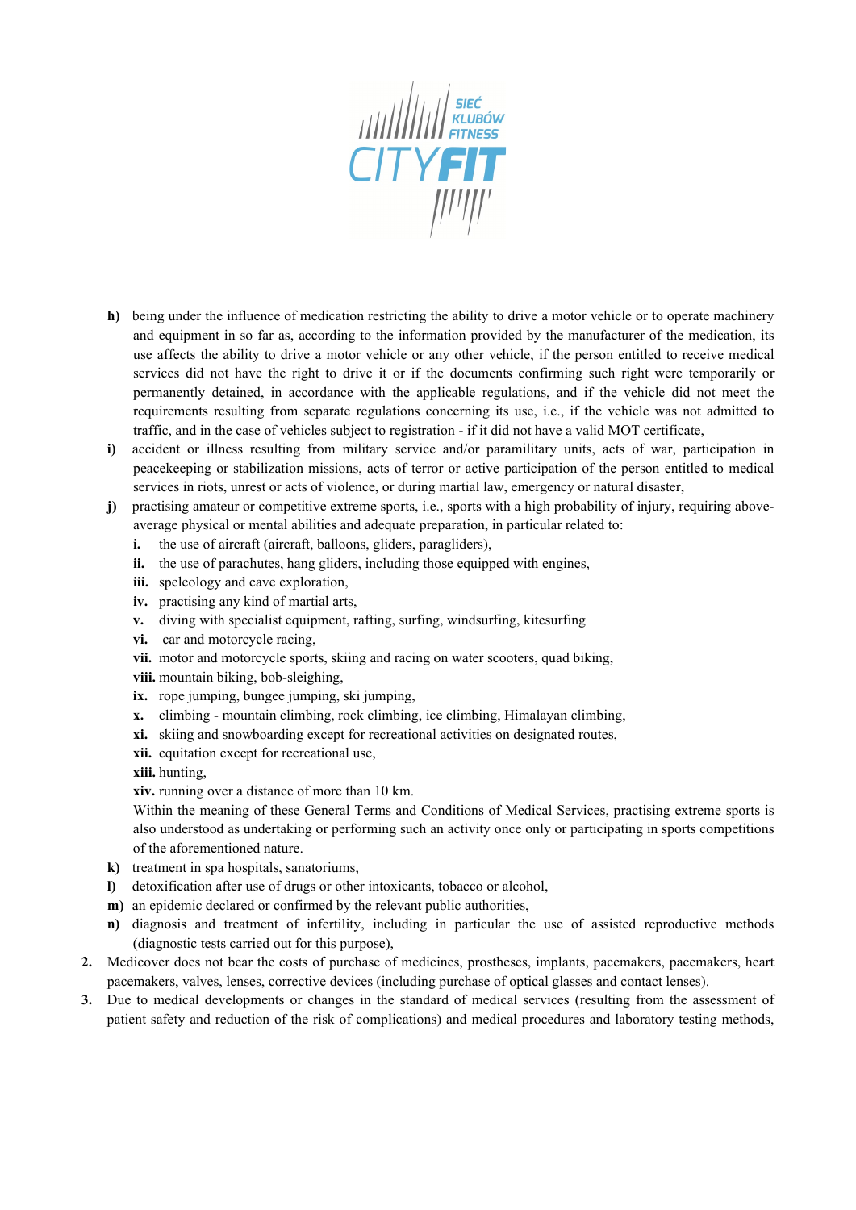- **h)** being under the influence of medication restricting the ability to drive a motor vehicle or to operate machinery and equipment in so far as, according to the information provided by the manufacturer of the medication, its use affects the ability to drive a motor vehicle or any other vehicle, if the person entitled to receive medical services did not have the right to drive it or if the documents confirming such right were temporarily or permanently detained, in accordance with the applicable regulations, and if the vehicle did not meet the requirements resulting from separate regulations concerning its use, i.e., if the vehicle was not admitted to traffic, and in the case of vehicles subject to registration - if it did not have a valid MOT certificate,
- **i)** accident or illness resulting from military service and/or paramilitary units, acts of war, participation in peacekeeping or stabilization missions, acts of terror or active participation of the person entitled to medical services in riots, unrest or acts of violence, or during martial law, emergency or natural disaster,
- **j)** practising amateur or competitive extreme sports, i.e., sports with a high probability of injury, requiring above-average physical or mental abilities and adequate preparation, in particular related to:
  - **i.** the use of aircraft (aircraft, balloons, gliders, paragliders),
  - **ii.** the use of parachutes, hang gliders, including those equipped with engines,
  - **iii.** speleology and cave exploration,
  - **iv.** practising any kind of martial arts,
  - **v.** diving with specialist equipment, rafting, surfing, windsurfing, kitesurfing
  - **vi.** car and motorcycle racing,
  - **vii.** motor and motorcycle sports, skiing and racing on water scooters, quad biking,
  - **viii.** mountain biking, bob-sleighing,
  - **ix.** rope jumping, bungee jumping, ski jumping,
  - **x.** climbing - mountain climbing, rock climbing, ice climbing, Himalayan climbing,
  - **xi.** skiing and snowboarding except for recreational activities on designated routes,
  - **xii.** equitation except for recreational use,
  - **xiii.** hunting,
  - **xiv.** running over a distance of more than 10 km.

  Within the meaning of these General Terms and Conditions of Medical Services, practising extreme sports is also understood as undertaking or performing such an activity once only or participating in sports competitions of the aforementioned nature.
- **k)** treatment in spa hospitals, sanatoriums,
- **l)** detoxification after use of drugs or other intoxicants, tobacco or alcohol,
- **m)** an epidemic declared or confirmed by the relevant public authorities,
- **n)** diagnosis and treatment of infertility, including in particular the use of assisted reproductive methods (diagnostic tests carried out for this purpose),

2. Medicover does not bear the costs of purchase of medicines, prostheses, implants, pacemakers, pacemakers, heart pacemakers, valves, lenses, corrective devices (including purchase of optical glasses and contact lenses).
3. Due to medical developments or changes in the standard of medical services (resulting from the assessment of patient safety and reduction of the risk of complications) and medical procedures and laboratory testing methods,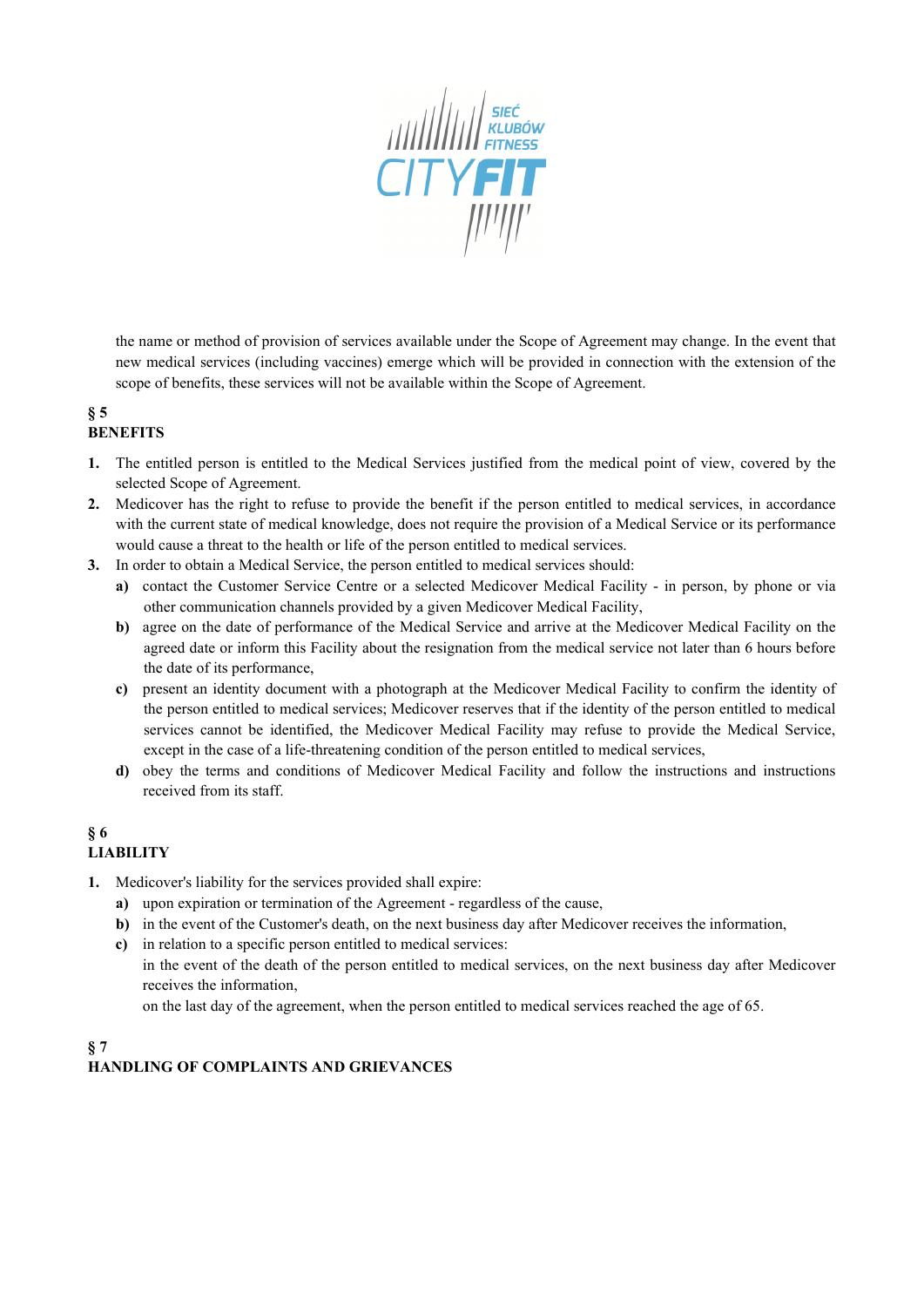the name or method of provision of services available under the Scope of Agreement may change. In the event that new medical services (including vaccines) emerge which will be provided in connection with the extension of the scope of benefits, these services will not be available within the Scope of Agreement.

**§ 5**
**BENEFITS**

1. The entitled person is entitled to the Medical Services justified from the medical point of view, covered by the selected Scope of Agreement.
2. Medicover has the right to refuse to provide the benefit if the person entitled to medical services, in accordance with the current state of medical knowledge, does not require the provision of a Medical Service or its performance would cause a threat to the health or life of the person entitled to medical services.
3. In order to obtain a Medical Service, the person entitled to medical services should:
   - **a)** contact the Customer Service Centre or a selected Medicover Medical Facility - in person, by phone or via other communication channels provided by a given Medicover Medical Facility,
   - **b)** agree on the date of performance of the Medical Service and arrive at the Medicover Medical Facility on the agreed date or inform this Facility about the resignation from the medical service not later than 6 hours before the date of its performance,
   - **c)** present an identity document with a photograph at the Medicover Medical Facility to confirm the identity of the person entitled to medical services; Medicover reserves that if the identity of the person entitled to medical services cannot be identified, the Medicover Medical Facility may refuse to provide the Medical Service, except in the case of a life-threatening condition of the person entitled to medical services,
   - **d)** obey the terms and conditions of Medicover Medical Facility and follow the instructions and instructions received from its staff.

**§ 6**
**LIABILITY**

1. Medicover's liability for the services provided shall expire:
   - **a)** upon expiration or termination of the Agreement - regardless of the cause,
   - **b)** in the event of the Customer's death, on the next business day after Medicover receives the information,
   - **c)** in relation to a specific person entitled to medical services:

     in the event of the death of the person entitled to medical services, on the next business day after Medicover receives the information,

     on the last day of the agreement, when the person entitled to medical services reached the age of 65.

**§ 7**
**HANDLING OF COMPLAINTS AND GRIEVANCES**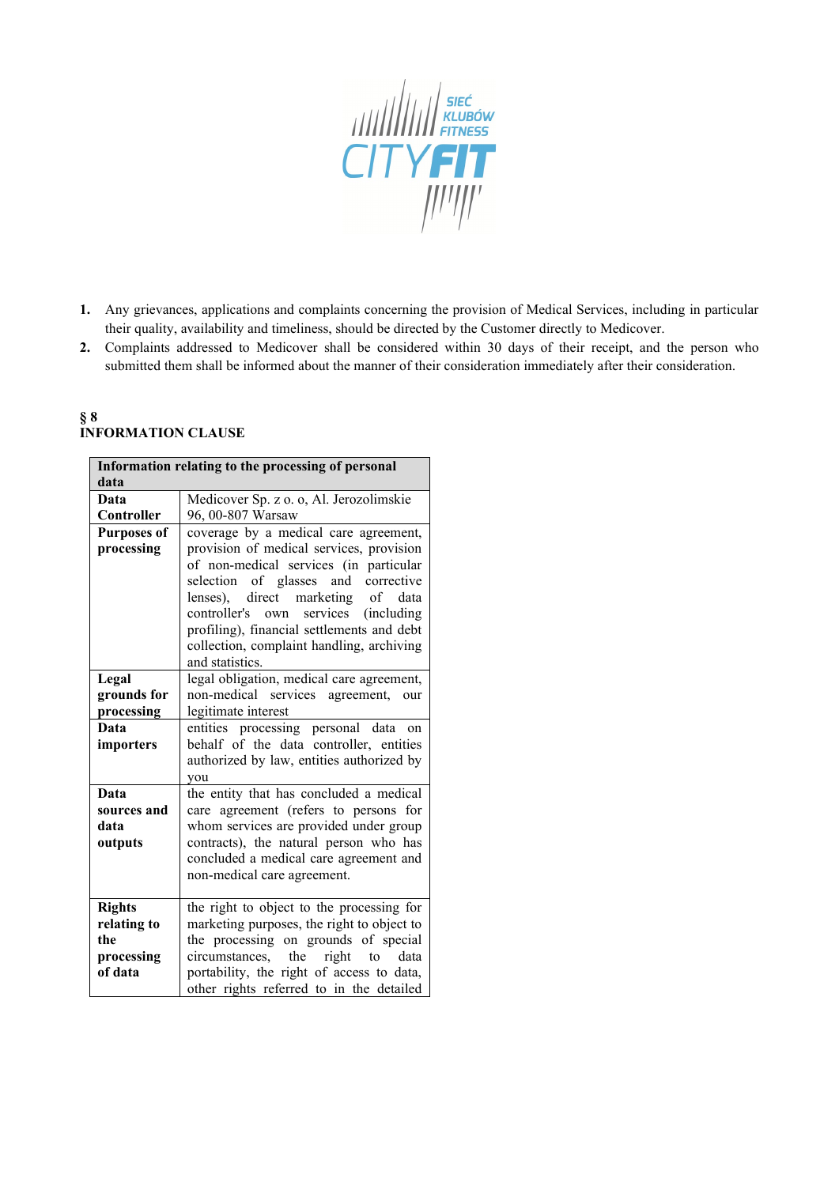1. Any grievances, applications and complaints concerning the provision of Medical Services, including in particular their quality, availability and timeliness, should be directed by the Customer directly to Medicover.
2. Complaints addressed to Medicover shall be considered within 30 days of their receipt, and the person who submitted them shall be informed about the manner of their consideration immediately after their consideration.

**§ 8**
**INFORMATION CLAUSE**

| **Information relating to the processing of personal data** | |
|---|---|
| **Data Controller** | Medicover Sp. z o. o, Al. Jerozolimskie 96, 00-807 Warsaw |
| **Purposes of processing** | coverage by a medical care agreement, provision of medical services, provision of non-medical services (in particular selection of glasses and corrective lenses), direct marketing of data controller's own services (including profiling), financial settlements and debt collection, complaint handling, archiving and statistics. |
| **Legal grounds for processing** | legal obligation, medical care agreement, non-medical services agreement, our legitimate interest |
| **Data importers** | entities processing personal data on behalf of the data controller, entities authorized by law, entities authorized by you |
| **Data sources and data outputs** | the entity that has concluded a medical care agreement (refers to persons for whom services are provided under group contracts), the natural person who has concluded a medical care agreement and non-medical care agreement. |
| **Rights relating to the processing of data** | the right to object to the processing for marketing purposes, the right to object to the processing on grounds of special circumstances, the right to data portability, the right of access to data, other rights referred to in the detailed |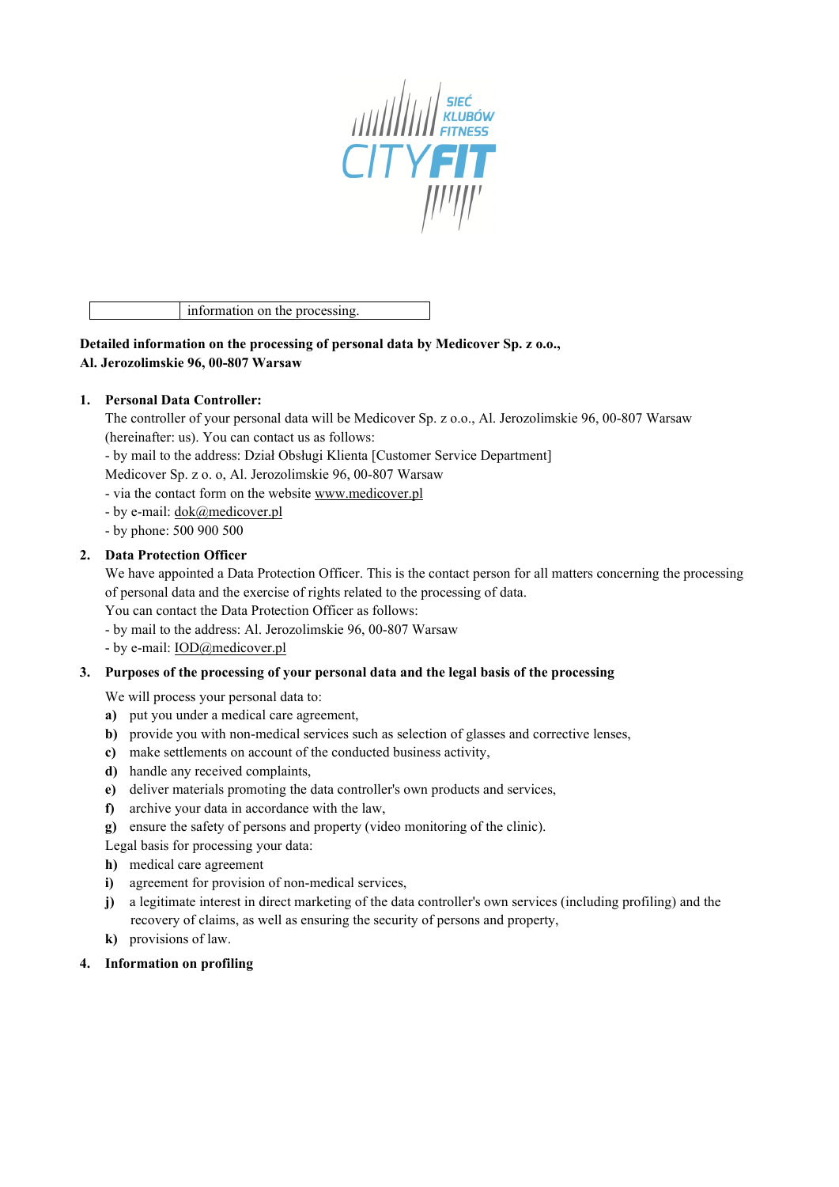| | information on the processing. |
|---|---|

**Detailed information on the processing of personal data by Medicover Sp. z o.o., Al. Jerozolimskie 96, 00-807 Warsaw**

1. **Personal Data Controller:**
   The controller of your personal data will be Medicover Sp. z o.o., Al. Jerozolimskie 96, 00-807 Warsaw (hereinafter: us). You can contact us as follows:
   - by mail to the address: Dział Obsługi Klienta [Customer Service Department] Medicover Sp. z o. o, Al. Jerozolimskie 96, 00-807 Warsaw
   - via the contact form on the website www.medicover.pl
   - by e-mail: dok@medicover.pl
   - by phone: 500 900 500

2. **Data Protection Officer**
   We have appointed a Data Protection Officer. This is the contact person for all matters concerning the processing of personal data and the exercise of rights related to the processing of data.
   You can contact the Data Protection Officer as follows:
   - by mail to the address: Al. Jerozolimskie 96, 00-807 Warsaw
   - by e-mail: IOD@medicover.pl

3. **Purposes of the processing of your personal data and the legal basis of the processing**

   We will process your personal data to:
   **a)** put you under a medical care agreement,
   **b)** provide you with non-medical services such as selection of glasses and corrective lenses,
   **c)** make settlements on account of the conducted business activity,
   **d)** handle any received complaints,
   **e)** deliver materials promoting the data controller's own products and services,
   **f)** archive your data in accordance with the law,
   **g)** ensure the safety of persons and property (video monitoring of the clinic).
   Legal basis for processing your data:
   **h)** medical care agreement
   **i)** agreement for provision of non-medical services,
   **j)** a legitimate interest in direct marketing of the data controller's own services (including profiling) and the recovery of claims, as well as ensuring the security of persons and property,
   **k)** provisions of law.

4. **Information on profiling**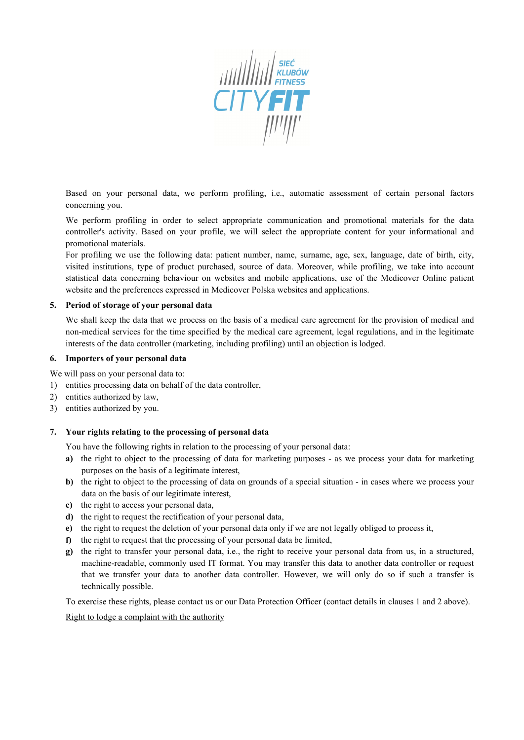Based on your personal data, we perform profiling, i.e., automatic assessment of certain personal factors concerning you.

We perform profiling in order to select appropriate communication and promotional materials for the data controller's activity. Based on your profile, we will select the appropriate content for your informational and promotional materials.

For profiling we use the following data: patient number, name, surname, age, sex, language, date of birth, city, visited institutions, type of product purchased, source of data. Moreover, while profiling, we take into account statistical data concerning behaviour on websites and mobile applications, use of the Medicover Online patient website and the preferences expressed in Medicover Polska websites and applications.

**5. Period of storage of your personal data**

We shall keep the data that we process on the basis of a medical care agreement for the provision of medical and non-medical services for the time specified by the medical care agreement, legal regulations, and in the legitimate interests of the data controller (marketing, including profiling) until an objection is lodged.

**6. Importers of your personal data**

We will pass on your personal data to:

1) entities processing data on behalf of the data controller,
2) entities authorized by law,
3) entities authorized by you.

**7. Your rights relating to the processing of personal data**

You have the following rights in relation to the processing of your personal data:

**a)** the right to object to the processing of data for marketing purposes - as we process your data for marketing purposes on the basis of a legitimate interest,

**b)** the right to object to the processing of data on grounds of a special situation - in cases where we process your data on the basis of our legitimate interest,

**c)** the right to access your personal data,

**d)** the right to request the rectification of your personal data,

**e)** the right to request the deletion of your personal data only if we are not legally obliged to process it,

**f)** the right to request that the processing of your personal data be limited,

**g)** the right to transfer your personal data, i.e., the right to receive your personal data from us, in a structured, machine-readable, commonly used IT format. You may transfer this data to another data controller or request that we transfer your data to another data controller. However, we will only do so if such a transfer is technically possible.

To exercise these rights, please contact us or our Data Protection Officer (contact details in clauses 1 and 2 above).

<u>Right to lodge a complaint with the authority</u>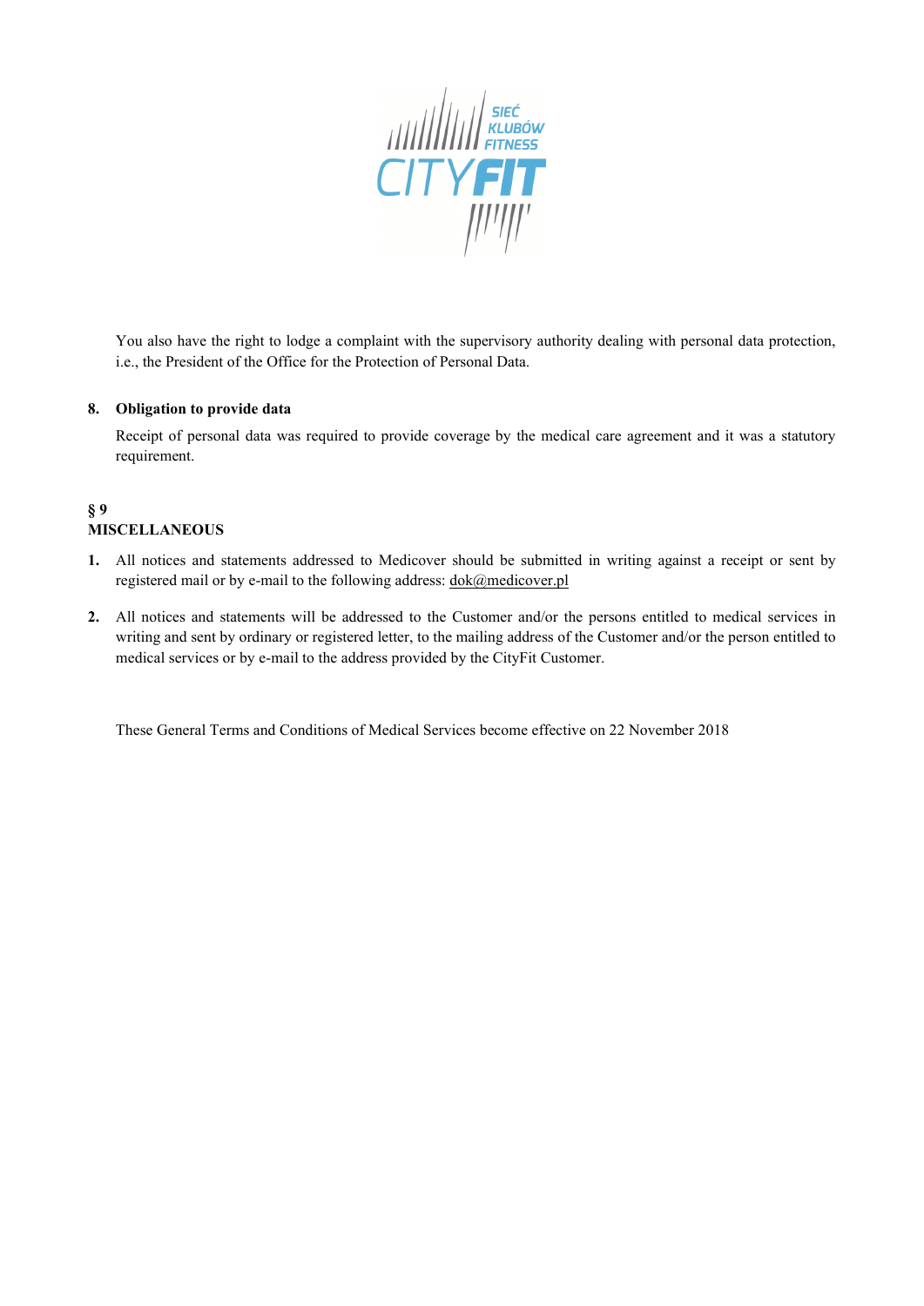You also have the right to lodge a complaint with the supervisory authority dealing with personal data protection, i.e., the President of the Office for the Protection of Personal Data.

8. **Obligation to provide data**

   Receipt of personal data was required to provide coverage by the medical care agreement and it was a statutory requirement.

**§ 9**
**MISCELLANEOUS**

1. All notices and statements addressed to Medicover should be submitted in writing against a receipt or sent by registered mail or by e-mail to the following address: dok@medicover.pl

2. All notices and statements will be addressed to the Customer and/or the persons entitled to medical services in writing and sent by ordinary or registered letter, to the mailing address of the Customer and/or the person entitled to medical services or by e-mail to the address provided by the CityFit Customer.

These General Terms and Conditions of Medical Services become effective on 22 November 2018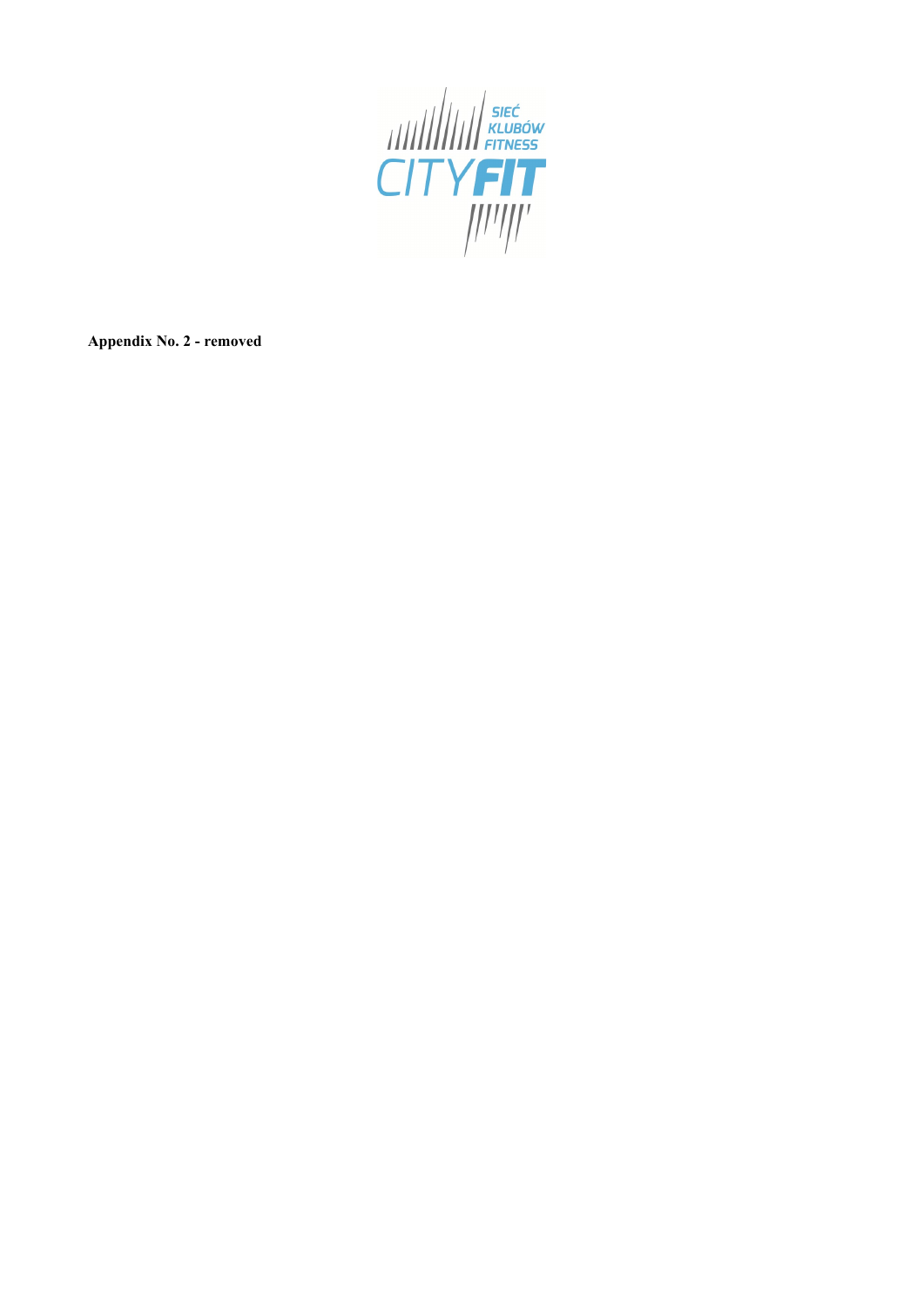**Appendix No. 2 - removed**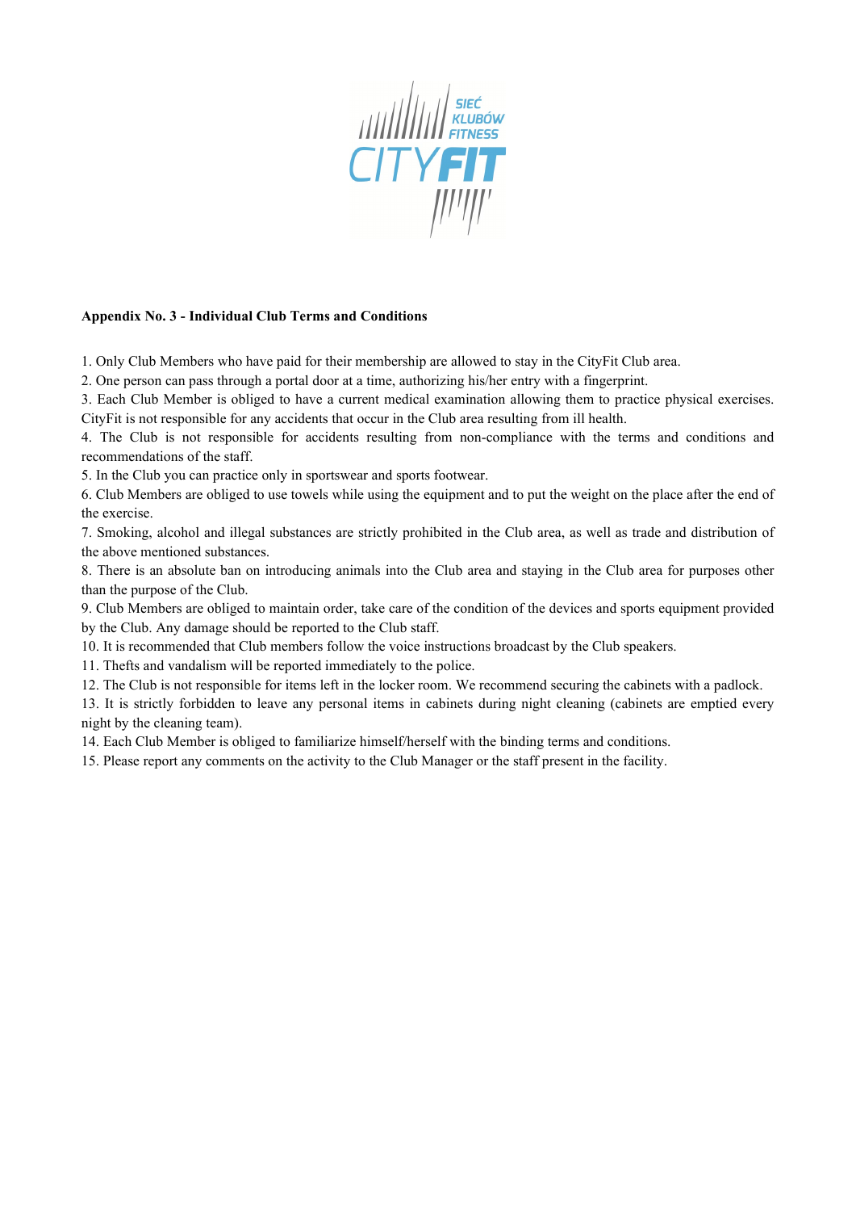**Appendix No. 3 - Individual Club Terms and Conditions**

1. Only Club Members who have paid for their membership are allowed to stay in the CityFit Club area.
2. One person can pass through a portal door at a time, authorizing his/her entry with a fingerprint.
3. Each Club Member is obliged to have a current medical examination allowing them to practice physical exercises. CityFit is not responsible for any accidents that occur in the Club area resulting from ill health.
4. The Club is not responsible for accidents resulting from non-compliance with the terms and conditions and recommendations of the staff.
5. In the Club you can practice only in sportswear and sports footwear.
6. Club Members are obliged to use towels while using the equipment and to put the weight on the place after the end of the exercise.
7. Smoking, alcohol and illegal substances are strictly prohibited in the Club area, as well as trade and distribution of the above mentioned substances.
8. There is an absolute ban on introducing animals into the Club area and staying in the Club area for purposes other than the purpose of the Club.
9. Club Members are obliged to maintain order, take care of the condition of the devices and sports equipment provided by the Club. Any damage should be reported to the Club staff.
10. It is recommended that Club members follow the voice instructions broadcast by the Club speakers.
11. Thefts and vandalism will be reported immediately to the police.
12. The Club is not responsible for items left in the locker room. We recommend securing the cabinets with a padlock.
13. It is strictly forbidden to leave any personal items in cabinets during night cleaning (cabinets are emptied every night by the cleaning team).
14. Each Club Member is obliged to familiarize himself/herself with the binding terms and conditions.
15. Please report any comments on the activity to the Club Manager or the staff present in the facility.